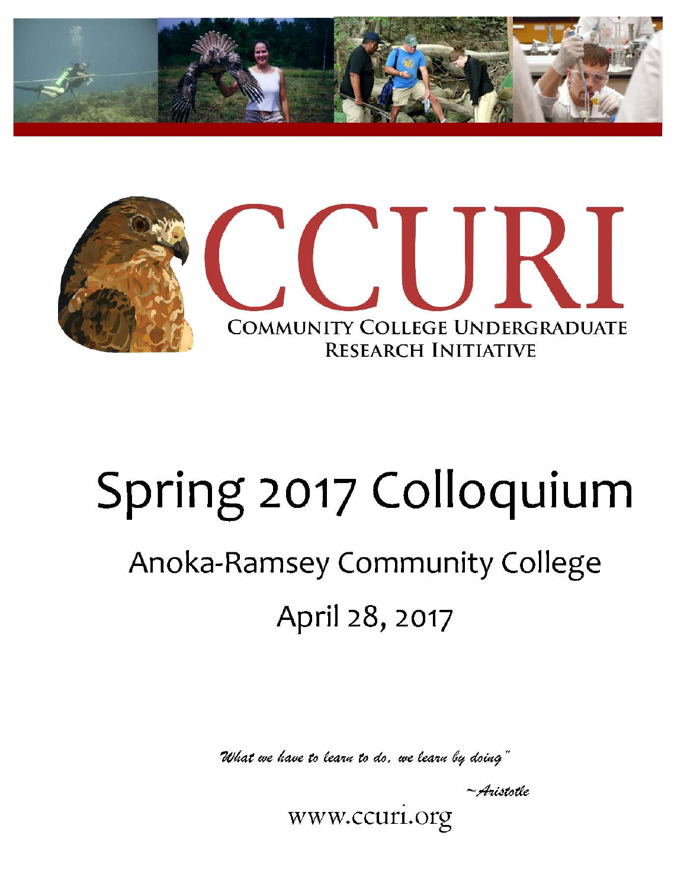# CCURI

## COMMUNITY COLLEGE UNDERGRADUATE RESEARCH INITIATIVE

# Spring 2017 Colloquium

## Anoka-Ramsey Community College

## April 28, 2017

*What we have to learn to do, we learn by doing"*

*~Aristotle*

www.ccuri.org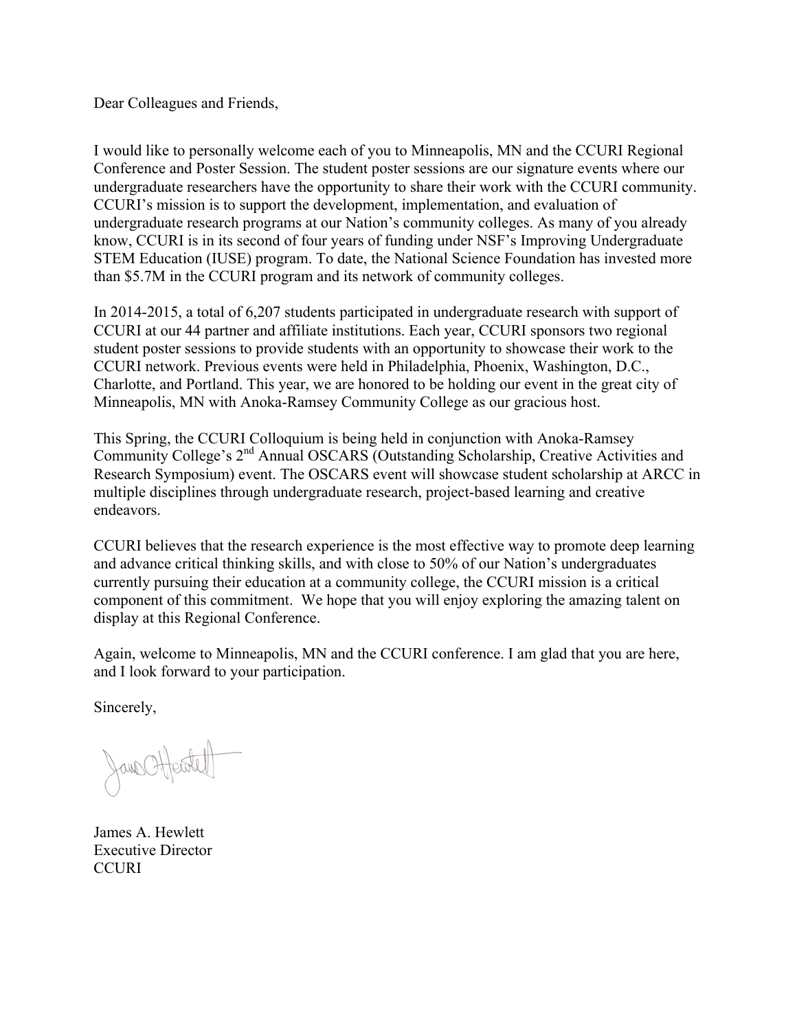Dear Colleagues and Friends,

I would like to personally welcome each of you to Minneapolis, MN and the CCURI Regional Conference and Poster Session. The student poster sessions are our signature events where our undergraduate researchers have the opportunity to share their work with the CCURI community. CCURI's mission is to support the development, implementation, and evaluation of undergraduate research programs at our Nation's community colleges. As many of you already know, CCURI is in its second of four years of funding under NSF's Improving Undergraduate STEM Education (IUSE) program. To date, the National Science Foundation has invested more than $5.7M in the CCURI program and its network of community colleges.

In 2014-2015, a total of 6,207 students participated in undergraduate research with support of CCURI at our 44 partner and affiliate institutions. Each year, CCURI sponsors two regional student poster sessions to provide students with an opportunity to showcase their work to the CCURI network. Previous events were held in Philadelphia, Phoenix, Washington, D.C., Charlotte, and Portland. This year, we are honored to be holding our event in the great city of Minneapolis, MN with Anoka-Ramsey Community College as our gracious host.

This Spring, the CCURI Colloquium is being held in conjunction with Anoka-Ramsey Community College's 2nd Annual OSCARS (Outstanding Scholarship, Creative Activities and Research Symposium) event. The OSCARS event will showcase student scholarship at ARCC in multiple disciplines through undergraduate research, project-based learning and creative endeavors.

CCURI believes that the research experience is the most effective way to promote deep learning and advance critical thinking skills, and with close to 50% of our Nation's undergraduates currently pursuing their education at a community college, the CCURI mission is a critical component of this commitment. We hope that you will enjoy exploring the amazing talent on display at this Regional Conference.

Again, welcome to Minneapolis, MN and the CCURI conference. I am glad that you are here, and I look forward to your participation.

Sincerely,

James A. Hewlett
Executive Director
CCURI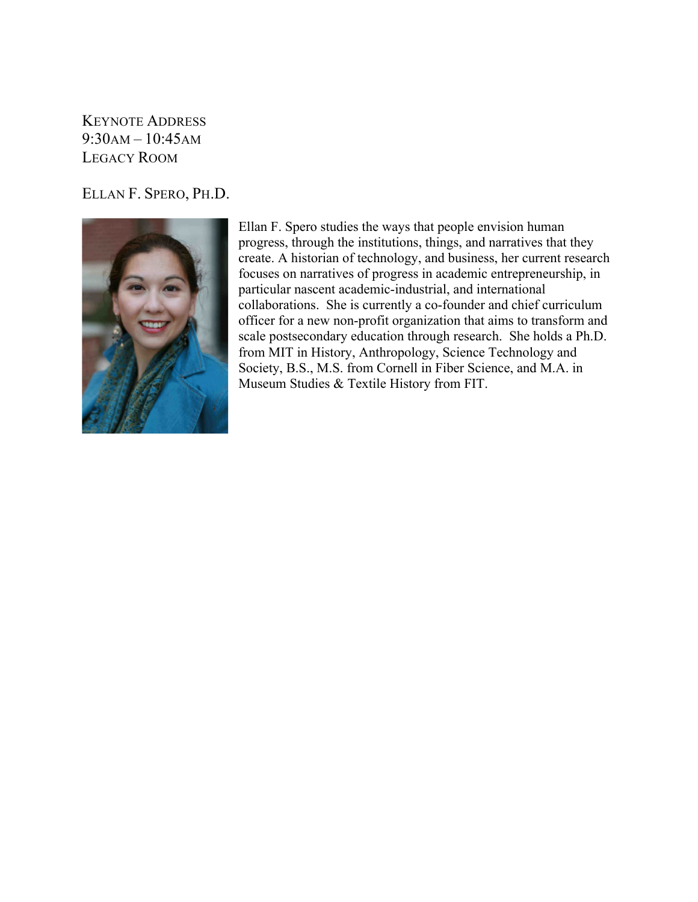KEYNOTE ADDRESS
9:30AM – 10:45AM
LEGACY ROOM

## ELLAN F. SPERO, PH.D.

Ellan F. Spero studies the ways that people envision human progress, through the institutions, things, and narratives that they create. A historian of technology, and business, her current research focuses on narratives of progress in academic entrepreneurship, in particular nascent academic-industrial, and international collaborations. She is currently a co-founder and chief curriculum officer for a new non-profit organization that aims to transform and scale postsecondary education through research. She holds a Ph.D. from MIT in History, Anthropology, Science Technology and Society, B.S., M.S. from Cornell in Fiber Science, and M.A. in Museum Studies & Textile History from FIT.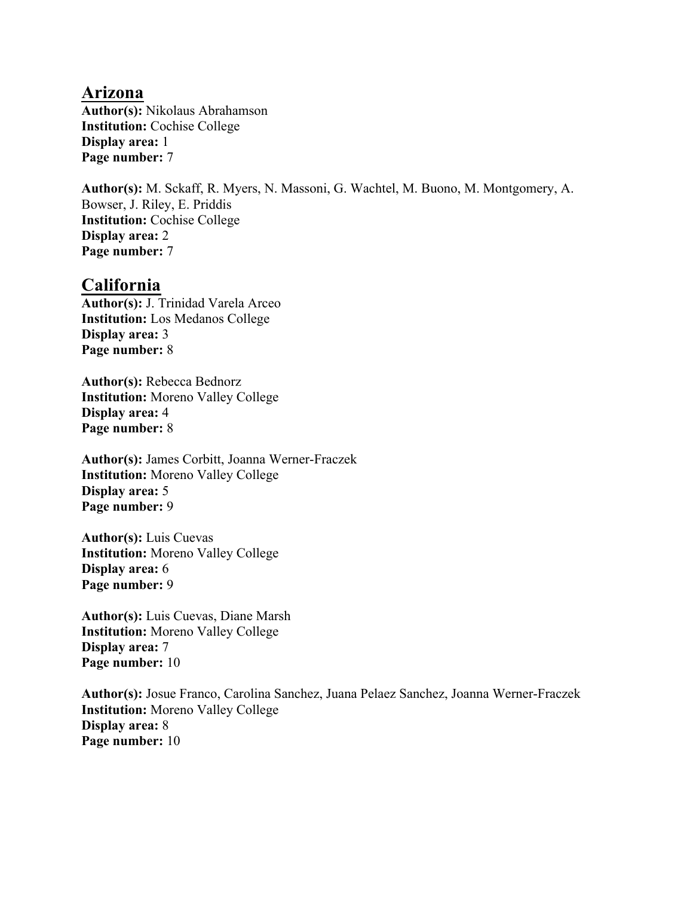## Arizona

**Author(s):** Nikolaus Abrahamson
**Institution:** Cochise College
**Display area:** 1
**Page number:** 7

**Author(s):** M. Sckaff, R. Myers, N. Massoni, G. Wachtel, M. Buono, M. Montgomery, A. Bowser, J. Riley, E. Priddis
**Institution:** Cochise College
**Display area:** 2
**Page number:** 7

## California

**Author(s):** J. Trinidad Varela Arceo
**Institution:** Los Medanos College
**Display area:** 3
**Page number:** 8

**Author(s):** Rebecca Bednorz
**Institution:** Moreno Valley College
**Display area:** 4
**Page number:** 8

**Author(s):** James Corbitt, Joanna Werner-Fraczek
**Institution:** Moreno Valley College
**Display area:** 5
**Page number:** 9

**Author(s):** Luis Cuevas
**Institution:** Moreno Valley College
**Display area:** 6
**Page number:** 9

**Author(s):** Luis Cuevas, Diane Marsh
**Institution:** Moreno Valley College
**Display area:** 7
**Page number:** 10

**Author(s):** Josue Franco, Carolina Sanchez, Juana Pelaez Sanchez, Joanna Werner-Fraczek
**Institution:** Moreno Valley College
**Display area:** 8
**Page number:** 10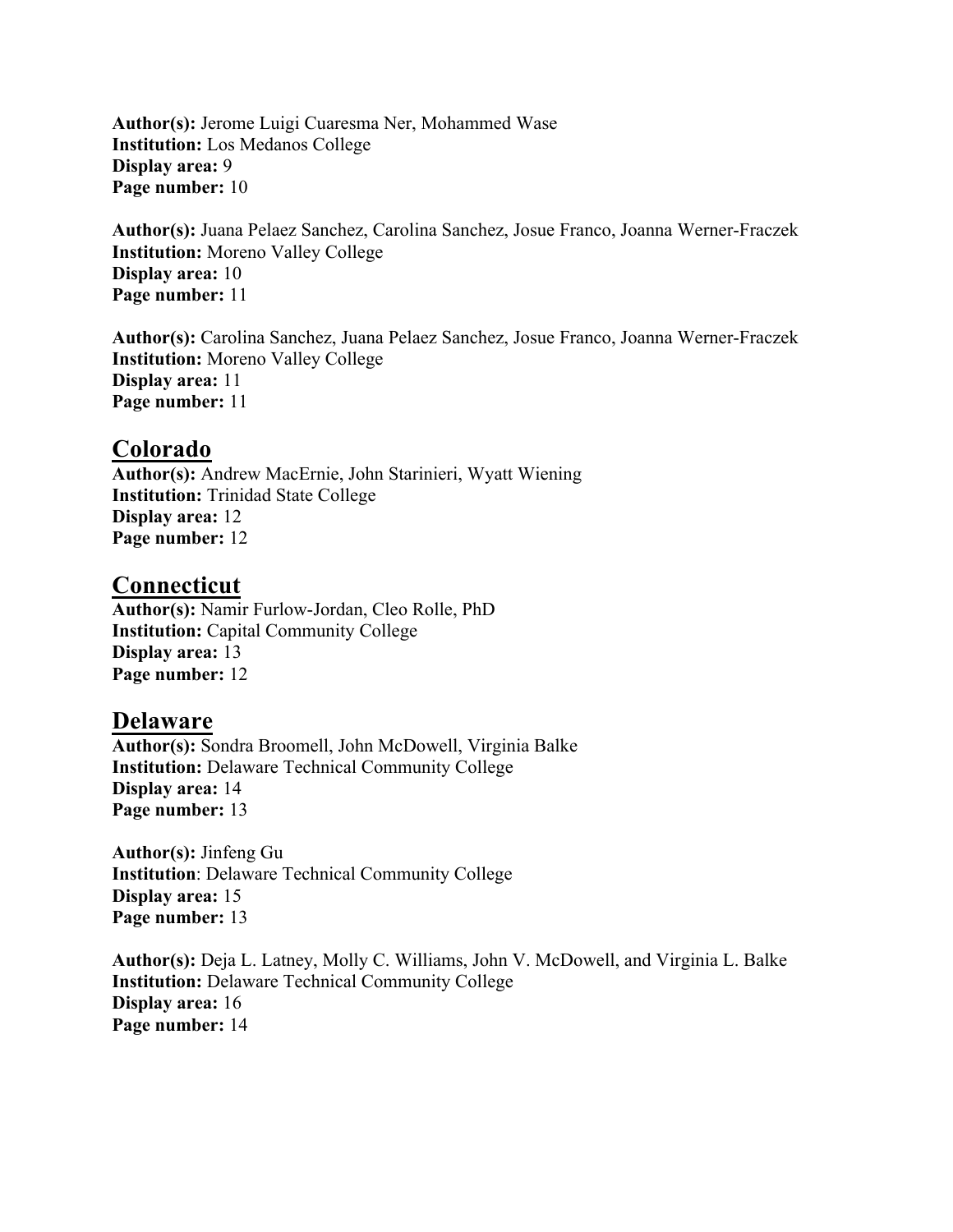**Author(s):** Jerome Luigi Cuaresma Ner, Mohammed Wase
**Institution:** Los Medanos College
**Display area:** 9
**Page number:** 10

**Author(s):** Juana Pelaez Sanchez, Carolina Sanchez, Josue Franco, Joanna Werner-Fraczek
**Institution:** Moreno Valley College
**Display area:** 10
**Page number:** 11

**Author(s):** Carolina Sanchez, Juana Pelaez Sanchez, Josue Franco, Joanna Werner-Fraczek
**Institution:** Moreno Valley College
**Display area:** 11
**Page number:** 11

## Colorado

**Author(s):** Andrew MacErnie, John Starinieri, Wyatt Wiening
**Institution:** Trinidad State College
**Display area:** 12
**Page number:** 12

## Connecticut

**Author(s):** Namir Furlow-Jordan, Cleo Rolle, PhD
**Institution:** Capital Community College
**Display area:** 13
**Page number:** 12

## Delaware

**Author(s):** Sondra Broomell, John McDowell, Virginia Balke
**Institution:** Delaware Technical Community College
**Display area:** 14
**Page number:** 13

**Author(s):** Jinfeng Gu
**Institution**: Delaware Technical Community College
**Display area:** 15
**Page number:** 13

**Author(s):** Deja L. Latney, Molly C. Williams, John V. McDowell, and Virginia L. Balke
**Institution:** Delaware Technical Community College
**Display area:** 16
**Page number:** 14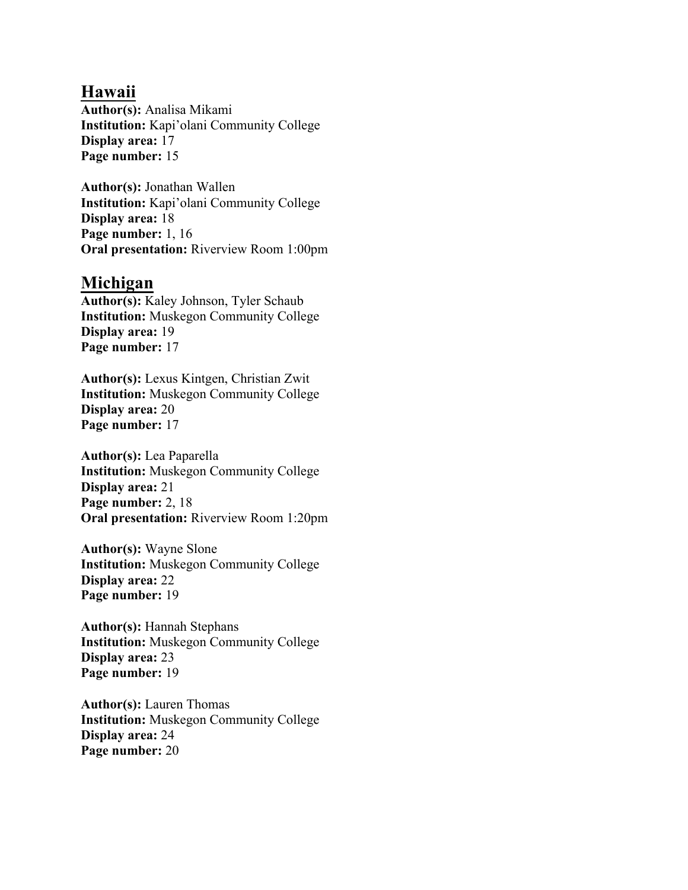## Hawaii

**Author(s):** Analisa Mikami
**Institution:** Kapi'olani Community College
**Display area:** 17
**Page number:** 15

**Author(s):** Jonathan Wallen
**Institution:** Kapi'olani Community College
**Display area:** 18
**Page number:** 1, 16
**Oral presentation:** Riverview Room 1:00pm

## Michigan

**Author(s):** Kaley Johnson, Tyler Schaub
**Institution:** Muskegon Community College
**Display area:** 19
**Page number:** 17

**Author(s):** Lexus Kintgen, Christian Zwit
**Institution:** Muskegon Community College
**Display area:** 20
**Page number:** 17

**Author(s):** Lea Paparella
**Institution:** Muskegon Community College
**Display area:** 21
**Page number:** 2, 18
**Oral presentation:** Riverview Room 1:20pm

**Author(s):** Wayne Slone
**Institution:** Muskegon Community College
**Display area:** 22
**Page number:** 19

**Author(s):** Hannah Stephans
**Institution:** Muskegon Community College
**Display area:** 23
**Page number:** 19

**Author(s):** Lauren Thomas
**Institution:** Muskegon Community College
**Display area:** 24
**Page number:** 20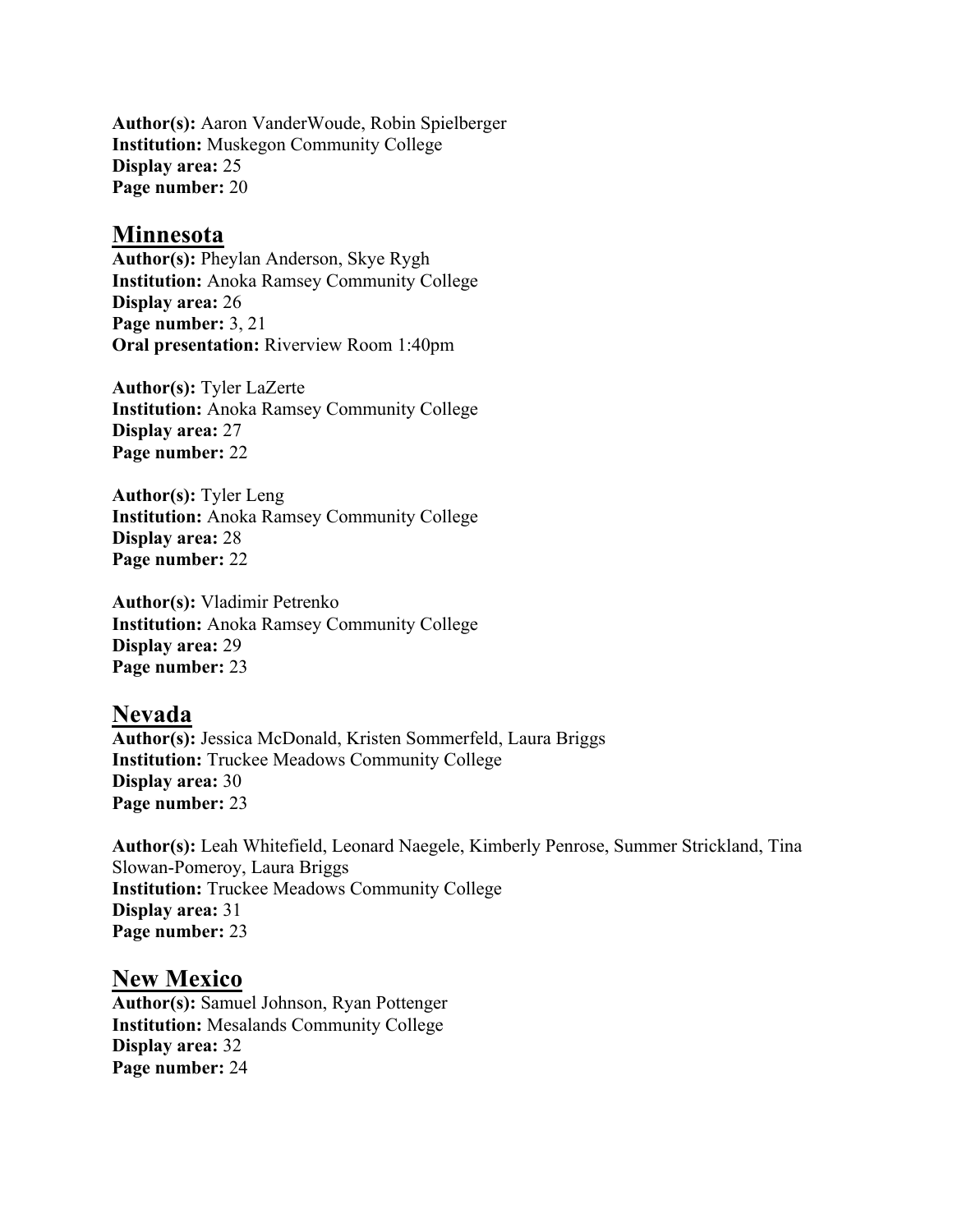**Author(s):** Aaron VanderWoude, Robin Spielberger
**Institution:** Muskegon Community College
**Display area:** 25
**Page number:** 20

## Minnesota

**Author(s):** Pheylan Anderson, Skye Rygh
**Institution:** Anoka Ramsey Community College
**Display area:** 26
**Page number:** 3, 21
**Oral presentation:** Riverview Room 1:40pm

**Author(s):** Tyler LaZerte
**Institution:** Anoka Ramsey Community College
**Display area:** 27
**Page number:** 22

**Author(s):** Tyler Leng
**Institution:** Anoka Ramsey Community College
**Display area:** 28
**Page number:** 22

**Author(s):** Vladimir Petrenko
**Institution:** Anoka Ramsey Community College
**Display area:** 29
**Page number:** 23

## Nevada

**Author(s):** Jessica McDonald, Kristen Sommerfeld, Laura Briggs
**Institution:** Truckee Meadows Community College
**Display area:** 30
**Page number:** 23

**Author(s):** Leah Whitefield, Leonard Naegele, Kimberly Penrose, Summer Strickland, Tina Slowan-Pomeroy, Laura Briggs
**Institution:** Truckee Meadows Community College
**Display area:** 31
**Page number:** 23

## New Mexico

**Author(s):** Samuel Johnson, Ryan Pottenger
**Institution:** Mesalands Community College
**Display area:** 32
**Page number:** 24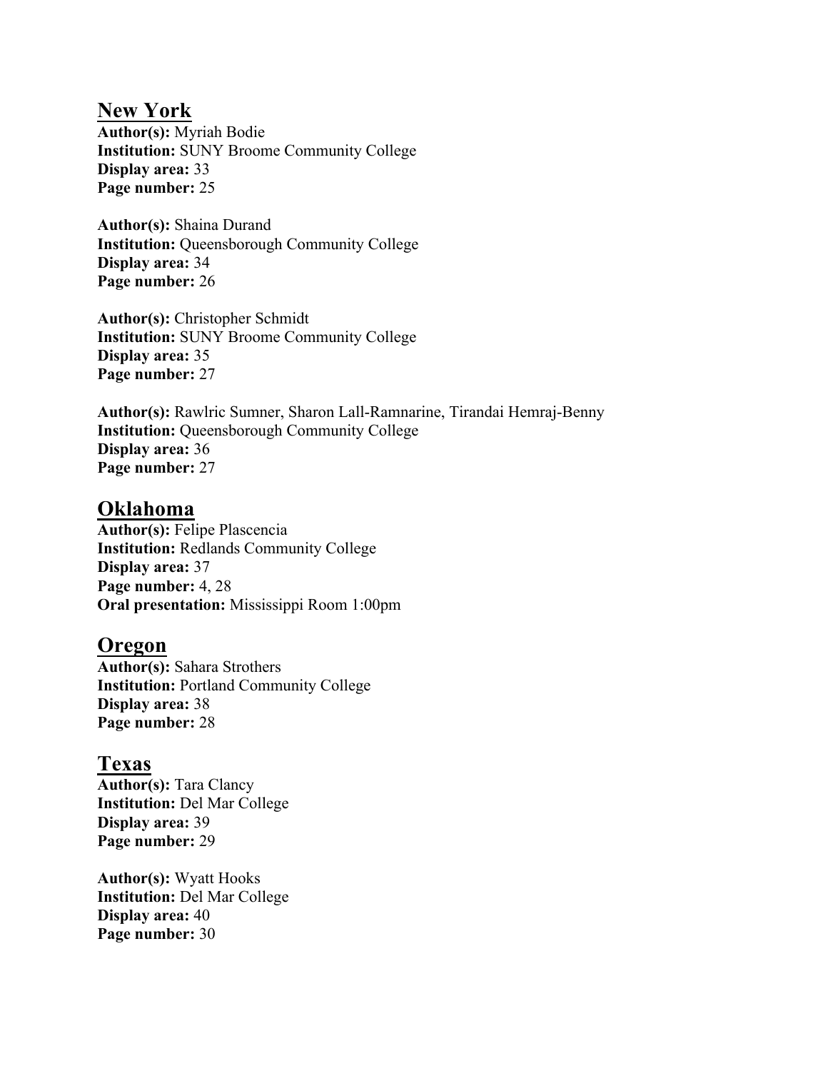## New York

**Author(s):** Myriah Bodie
**Institution:** SUNY Broome Community College
**Display area:** 33
**Page number:** 25

**Author(s):** Shaina Durand
**Institution:** Queensborough Community College
**Display area:** 34
**Page number:** 26

**Author(s):** Christopher Schmidt
**Institution:** SUNY Broome Community College
**Display area:** 35
**Page number:** 27

**Author(s):** Rawlric Sumner, Sharon Lall-Ramnarine, Tirandai Hemraj-Benny
**Institution:** Queensborough Community College
**Display area:** 36
**Page number:** 27

## Oklahoma

**Author(s):** Felipe Plascencia
**Institution:** Redlands Community College
**Display area:** 37
**Page number:** 4, 28
**Oral presentation:** Mississippi Room 1:00pm

## Oregon

**Author(s):** Sahara Strothers
**Institution:** Portland Community College
**Display area:** 38
**Page number:** 28

## Texas

**Author(s):** Tara Clancy
**Institution:** Del Mar College
**Display area:** 39
**Page number:** 29

**Author(s):** Wyatt Hooks
**Institution:** Del Mar College
**Display area:** 40
**Page number:** 30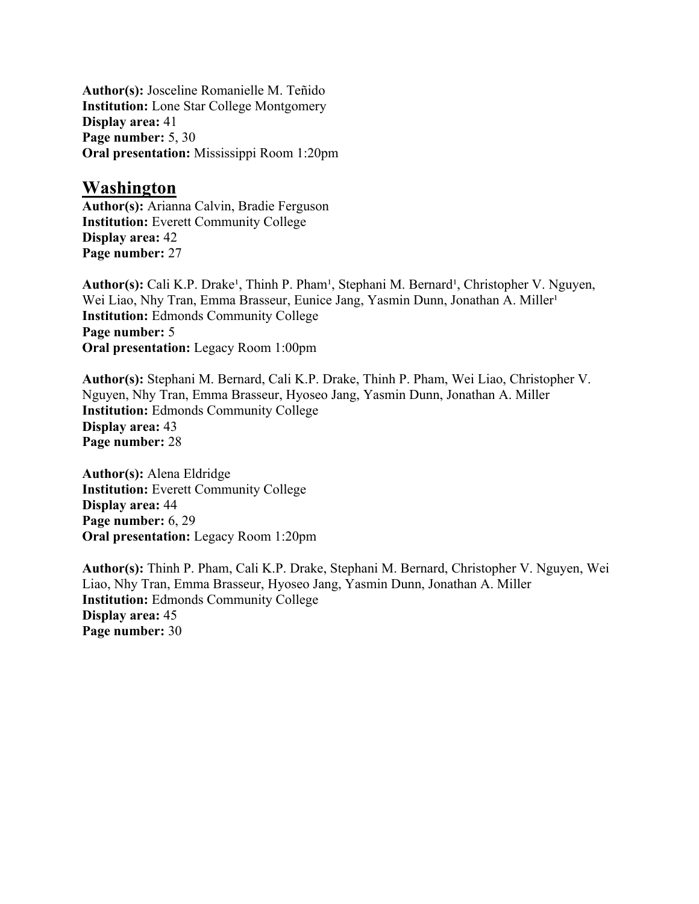**Author(s):** Josceline Romanielle M. Teñido
**Institution:** Lone Star College Montgomery
**Display area:** 41
**Page number:** 5, 30
**Oral presentation:** Mississippi Room 1:20pm

## Washington

**Author(s):** Arianna Calvin, Bradie Ferguson
**Institution:** Everett Community College
**Display area:** 42
**Page number:** 27

**Author(s):** Cali K.P. Drake[1], Thinh P. Pham[1], Stephani M. Bernard[1], Christopher V. Nguyen, Wei Liao, Nhy Tran, Emma Brasseur, Eunice Jang, Yasmin Dunn, Jonathan A. Miller[1]
**Institution:** Edmonds Community College
**Page number:** 5
**Oral presentation:** Legacy Room 1:00pm

**Author(s):** Stephani M. Bernard, Cali K.P. Drake, Thinh P. Pham, Wei Liao, Christopher V. Nguyen, Nhy Tran, Emma Brasseur, Hyoseo Jang, Yasmin Dunn, Jonathan A. Miller
**Institution:** Edmonds Community College
**Display area:** 43
**Page number:** 28

**Author(s):** Alena Eldridge
**Institution:** Everett Community College
**Display area:** 44
**Page number:** 6, 29
**Oral presentation:** Legacy Room 1:20pm

**Author(s):** Thinh P. Pham, Cali K.P. Drake, Stephani M. Bernard, Christopher V. Nguyen, Wei Liao, Nhy Tran, Emma Brasseur, Hyoseo Jang, Yasmin Dunn, Jonathan A. Miller
**Institution:** Edmonds Community College
**Display area:** 45
**Page number:** 30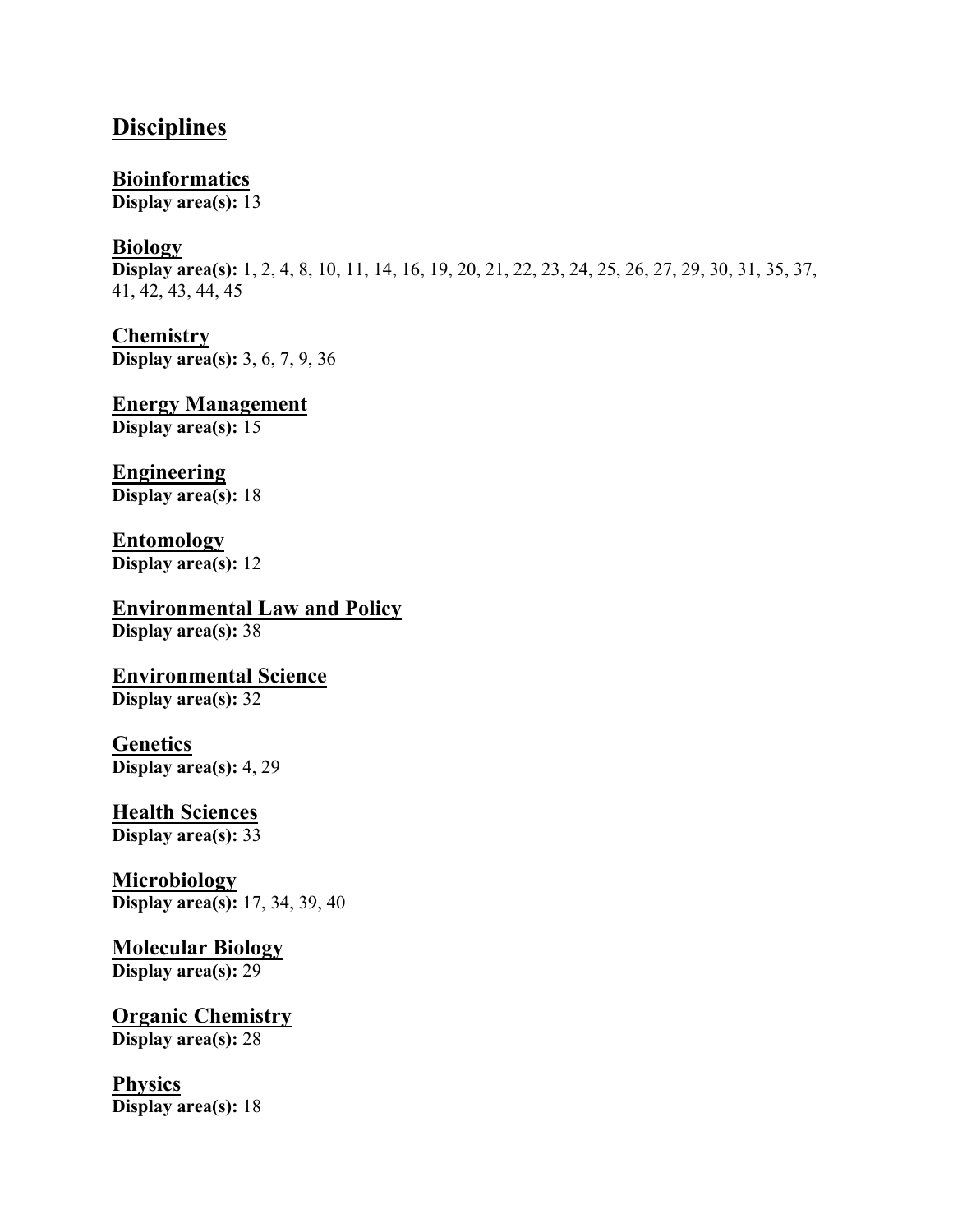## Disciplines

### Bioinformatics
**Display area(s):** 13

### Biology
**Display area(s):** 1, 2, 4, 8, 10, 11, 14, 16, 19, 20, 21, 22, 23, 24, 25, 26, 27, 29, 30, 31, 35, 37, 41, 42, 43, 44, 45

### Chemistry
**Display area(s):** 3, 6, 7, 9, 36

### Energy Management
**Display area(s):** 15

### Engineering
**Display area(s):** 18

### Entomology
**Display area(s):** 12

### Environmental Law and Policy
**Display area(s):** 38

### Environmental Science
**Display area(s):** 32

### Genetics
**Display area(s):** 4, 29

### Health Sciences
**Display area(s):** 33

### Microbiology
**Display area(s):** 17, 34, 39, 40

### Molecular Biology
**Display area(s):** 29

### Organic Chemistry
**Display area(s):** 28

### Physics
**Display area(s):** 18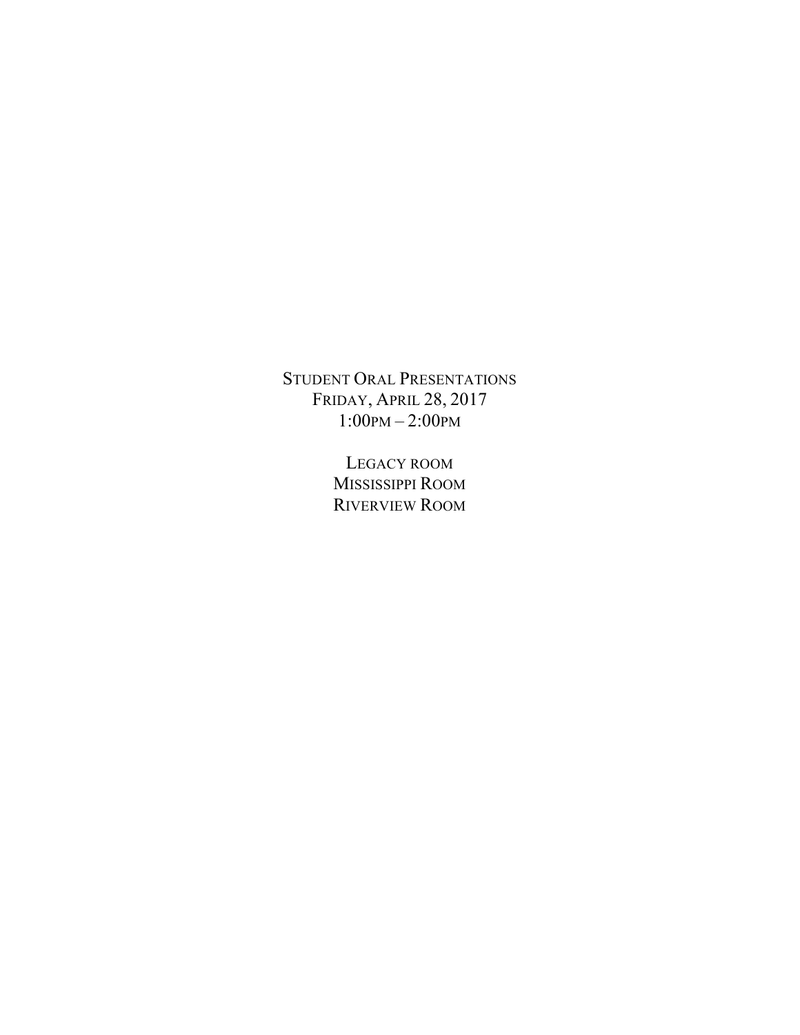# STUDENT ORAL PRESENTATIONS

FRIDAY, APRIL 28, 2017

1:00PM – 2:00PM

LEGACY ROOM

MISSISSIPPI ROOM

RIVERVIEW ROOM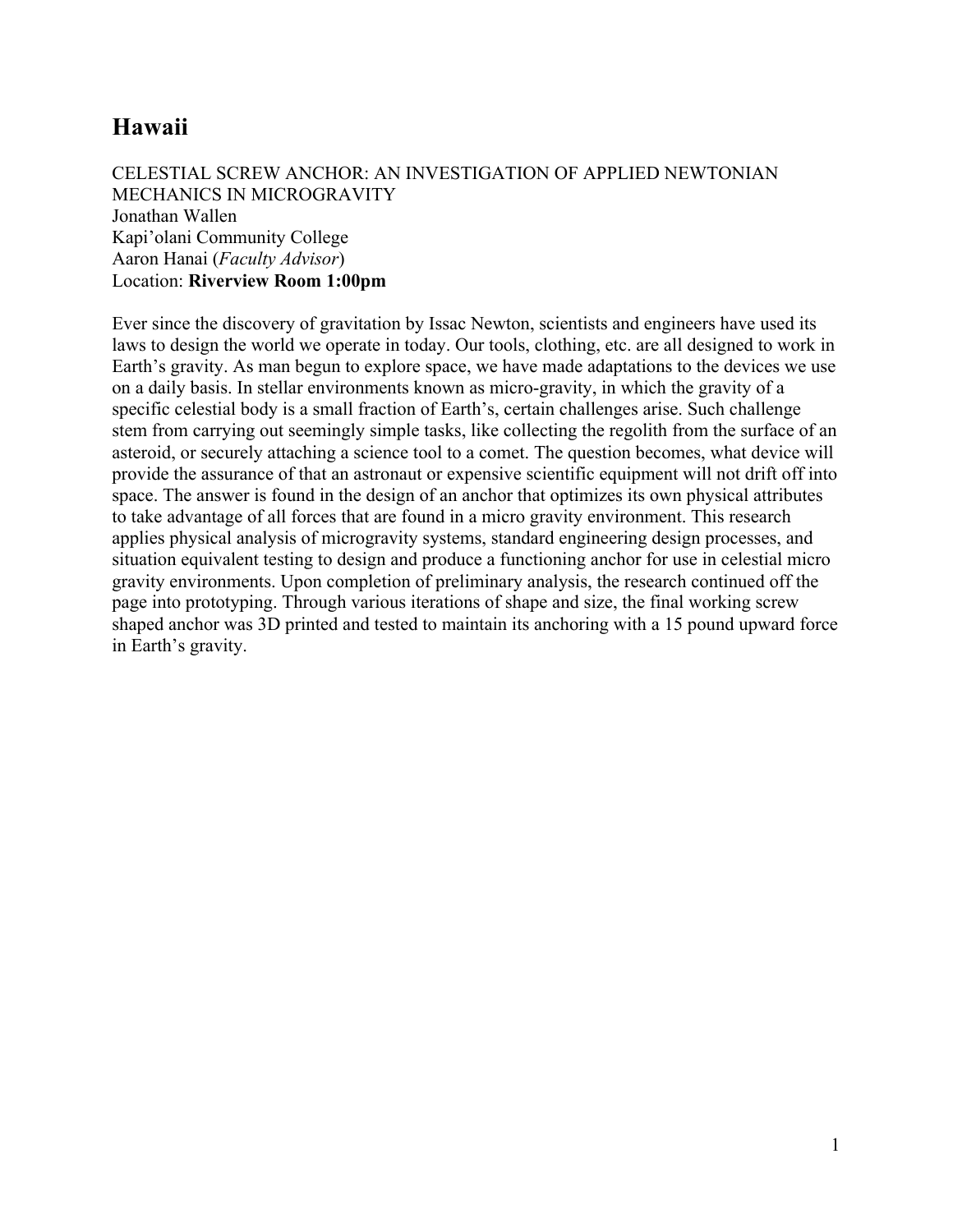## Hawaii

CELESTIAL SCREW ANCHOR: AN INVESTIGATION OF APPLIED NEWTONIAN MECHANICS IN MICROGRAVITY
Jonathan Wallen
Kapi'olani Community College
Aaron Hanai (*Faculty Advisor*)
Location: **Riverview Room 1:00pm**

Ever since the discovery of gravitation by Issac Newton, scientists and engineers have used its laws to design the world we operate in today. Our tools, clothing, etc. are all designed to work in Earth's gravity. As man begun to explore space, we have made adaptations to the devices we use on a daily basis. In stellar environments known as micro-gravity, in which the gravity of a specific celestial body is a small fraction of Earth's, certain challenges arise. Such challenge stem from carrying out seemingly simple tasks, like collecting the regolith from the surface of an asteroid, or securely attaching a science tool to a comet. The question becomes, what device will provide the assurance of that an astronaut or expensive scientific equipment will not drift off into space. The answer is found in the design of an anchor that optimizes its own physical attributes to take advantage of all forces that are found in a micro gravity environment. This research applies physical analysis of microgravity systems, standard engineering design processes, and situation equivalent testing to design and produce a functioning anchor for use in celestial micro gravity environments. Upon completion of preliminary analysis, the research continued off the page into prototyping. Through various iterations of shape and size, the final working screw shaped anchor was 3D printed and tested to maintain its anchoring with a 15 pound upward force in Earth's gravity.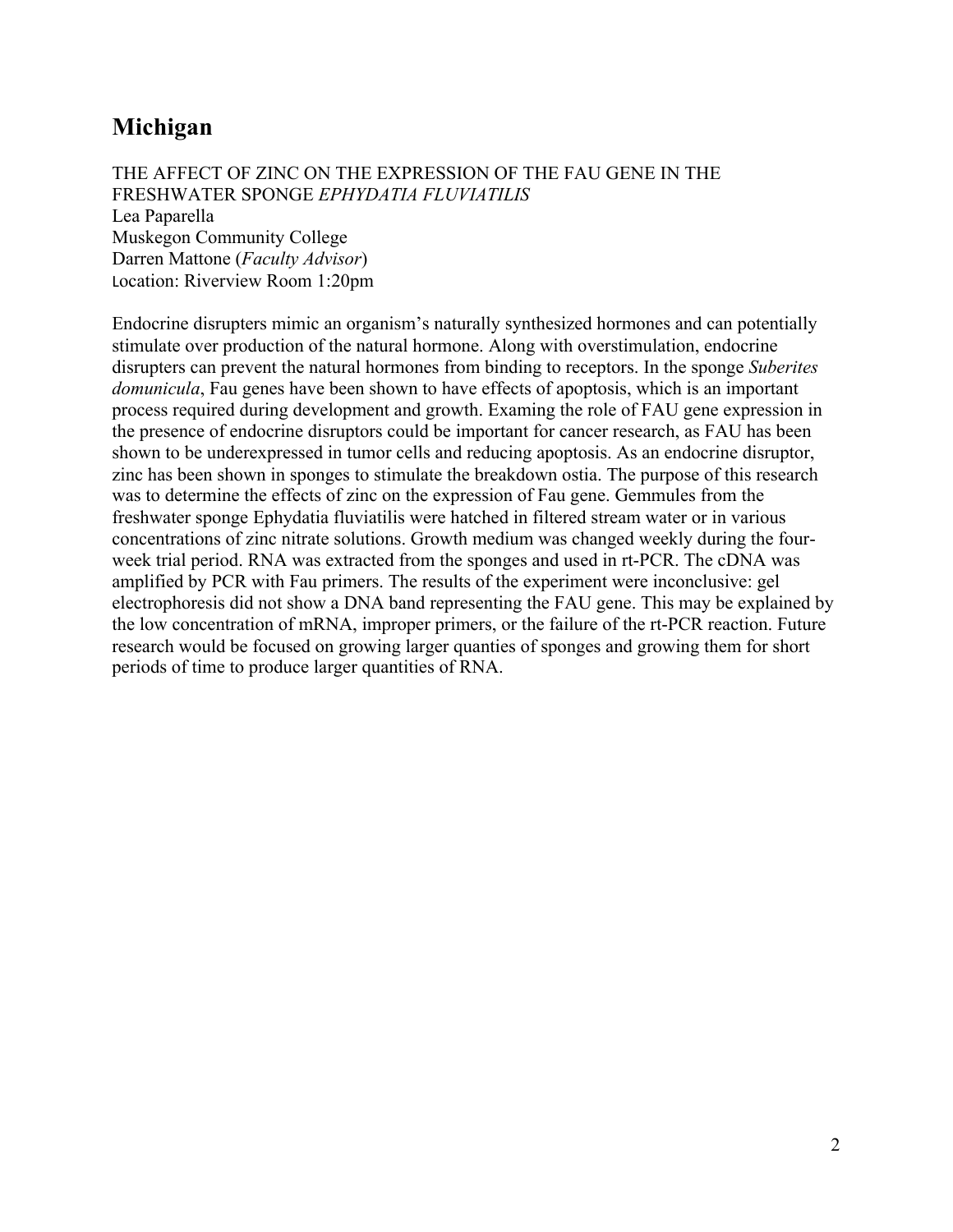## Michigan

THE AFFECT OF ZINC ON THE EXPRESSION OF THE FAU GENE IN THE FRESHWATER SPONGE *EPHYDATIA FLUVIATILIS*
Lea Paparella
Muskegon Community College
Darren Mattone (*Faculty Advisor*)
Location: Riverview Room 1:20pm

Endocrine disrupters mimic an organism's naturally synthesized hormones and can potentially stimulate over production of the natural hormone. Along with overstimulation, endocrine disrupters can prevent the natural hormones from binding to receptors. In the sponge *Suberites domunicula*, Fau genes have been shown to have effects of apoptosis, which is an important process required during development and growth. Examing the role of FAU gene expression in the presence of endocrine disruptors could be important for cancer research, as FAU has been shown to be underexpressed in tumor cells and reducing apoptosis. As an endocrine disruptor, zinc has been shown in sponges to stimulate the breakdown ostia. The purpose of this research was to determine the effects of zinc on the expression of Fau gene. Gemmules from the freshwater sponge Ephydatia fluviatilis were hatched in filtered stream water or in various concentrations of zinc nitrate solutions. Growth medium was changed weekly during the four-week trial period. RNA was extracted from the sponges and used in rt-PCR. The cDNA was amplified by PCR with Fau primers. The results of the experiment were inconclusive: gel electrophoresis did not show a DNA band representing the FAU gene. This may be explained by the low concentration of mRNA, improper primers, or the failure of the rt-PCR reaction. Future research would be focused on growing larger quanties of sponges and growing them for short periods of time to produce larger quantities of RNA.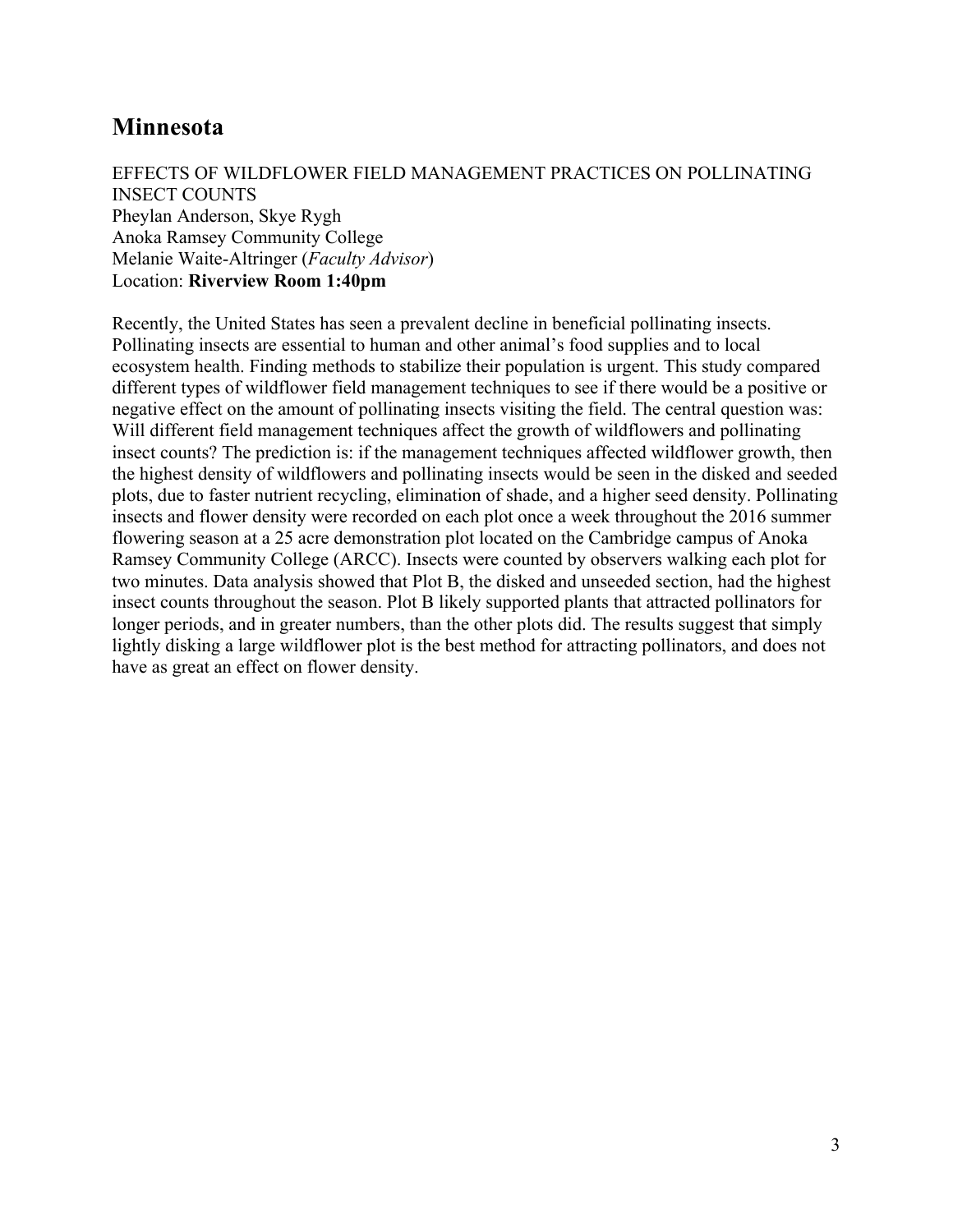## Minnesota

EFFECTS OF WILDFLOWER FIELD MANAGEMENT PRACTICES ON POLLINATING INSECT COUNTS
Pheylan Anderson, Skye Rygh
Anoka Ramsey Community College
Melanie Waite-Altringer (*Faculty Advisor*)
Location: **Riverview Room 1:40pm**

Recently, the United States has seen a prevalent decline in beneficial pollinating insects. Pollinating insects are essential to human and other animal's food supplies and to local ecosystem health. Finding methods to stabilize their population is urgent. This study compared different types of wildflower field management techniques to see if there would be a positive or negative effect on the amount of pollinating insects visiting the field. The central question was: Will different field management techniques affect the growth of wildflowers and pollinating insect counts? The prediction is: if the management techniques affected wildflower growth, then the highest density of wildflowers and pollinating insects would be seen in the disked and seeded plots, due to faster nutrient recycling, elimination of shade, and a higher seed density. Pollinating insects and flower density were recorded on each plot once a week throughout the 2016 summer flowering season at a 25 acre demonstration plot located on the Cambridge campus of Anoka Ramsey Community College (ARCC). Insects were counted by observers walking each plot for two minutes. Data analysis showed that Plot B, the disked and unseeded section, had the highest insect counts throughout the season. Plot B likely supported plants that attracted pollinators for longer periods, and in greater numbers, than the other plots did. The results suggest that simply lightly disking a large wildflower plot is the best method for attracting pollinators, and does not have as great an effect on flower density.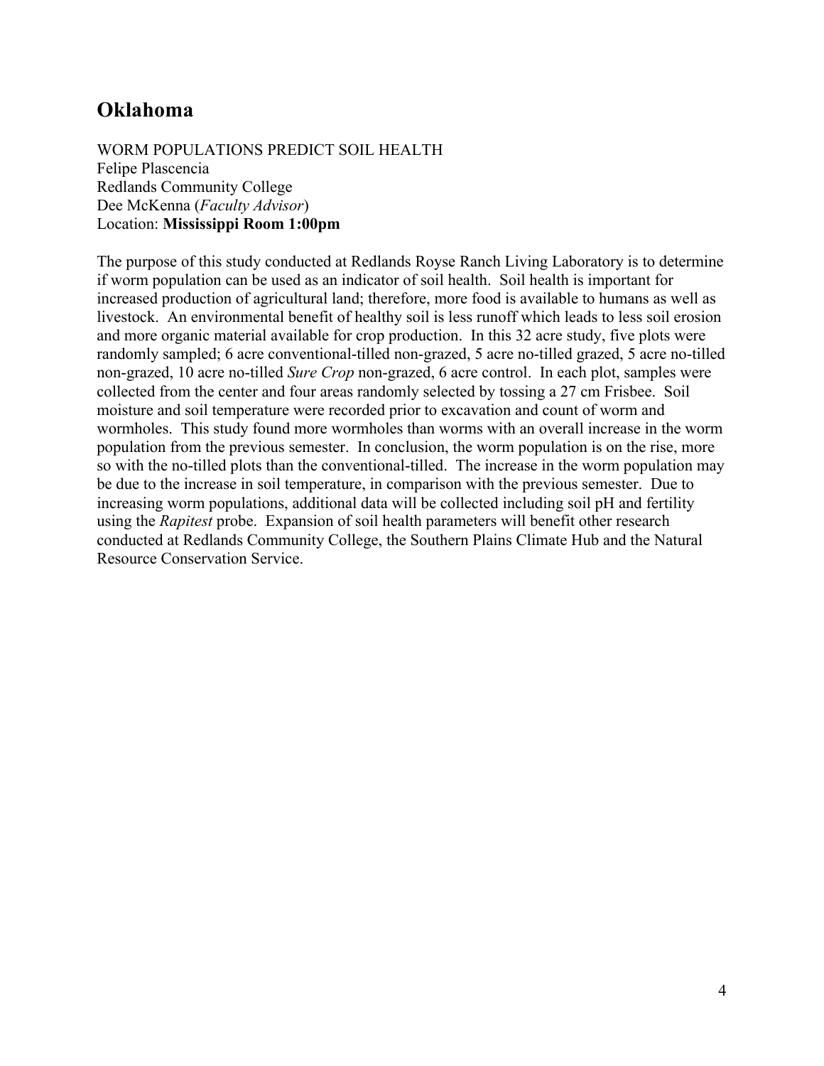## Oklahoma

WORM POPULATIONS PREDICT SOIL HEALTH
Felipe Plascencia
Redlands Community College
Dee McKenna (*Faculty Advisor*)
Location: **Mississippi Room 1:00pm**

The purpose of this study conducted at Redlands Royse Ranch Living Laboratory is to determine if worm population can be used as an indicator of soil health. Soil health is important for increased production of agricultural land; therefore, more food is available to humans as well as livestock. An environmental benefit of healthy soil is less runoff which leads to less soil erosion and more organic material available for crop production. In this 32 acre study, five plots were randomly sampled; 6 acre conventional-tilled non-grazed, 5 acre no-tilled grazed, 5 acre no-tilled non-grazed, 10 acre no-tilled *Sure Crop* non-grazed, 6 acre control. In each plot, samples were collected from the center and four areas randomly selected by tossing a 27 cm Frisbee. Soil moisture and soil temperature were recorded prior to excavation and count of worm and wormholes. This study found more wormholes than worms with an overall increase in the worm population from the previous semester. In conclusion, the worm population is on the rise, more so with the no-tilled plots than the conventional-tilled. The increase in the worm population may be due to the increase in soil temperature, in comparison with the previous semester. Due to increasing worm populations, additional data will be collected including soil pH and fertility using the *Rapitest* probe. Expansion of soil health parameters will benefit other research conducted at Redlands Community College, the Southern Plains Climate Hub and the Natural Resource Conservation Service.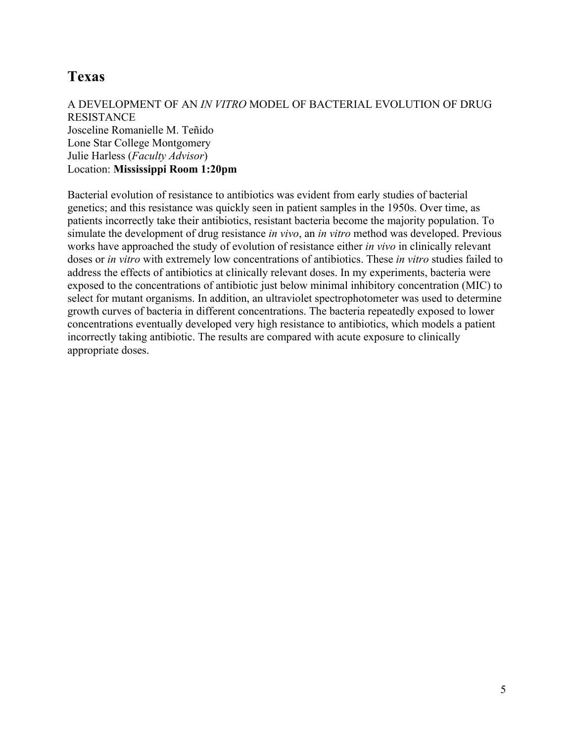## Texas

A DEVELOPMENT OF AN *IN VITRO* MODEL OF BACTERIAL EVOLUTION OF DRUG RESISTANCE
Josceline Romanielle M. Teñido
Lone Star College Montgomery
Julie Harless (*Faculty Advisor*)
Location: **Mississippi Room 1:20pm**

Bacterial evolution of resistance to antibiotics was evident from early studies of bacterial genetics; and this resistance was quickly seen in patient samples in the 1950s. Over time, as patients incorrectly take their antibiotics, resistant bacteria become the majority population. To simulate the development of drug resistance *in vivo*, an *in vitro* method was developed. Previous works have approached the study of evolution of resistance either *in vivo* in clinically relevant doses or *in vitro* with extremely low concentrations of antibiotics. These *in vitro* studies failed to address the effects of antibiotics at clinically relevant doses. In my experiments, bacteria were exposed to the concentrations of antibiotic just below minimal inhibitory concentration (MIC) to select for mutant organisms. In addition, an ultraviolet spectrophotometer was used to determine growth curves of bacteria in different concentrations. The bacteria repeatedly exposed to lower concentrations eventually developed very high resistance to antibiotics, which models a patient incorrectly taking antibiotic. The results are compared with acute exposure to clinically appropriate doses.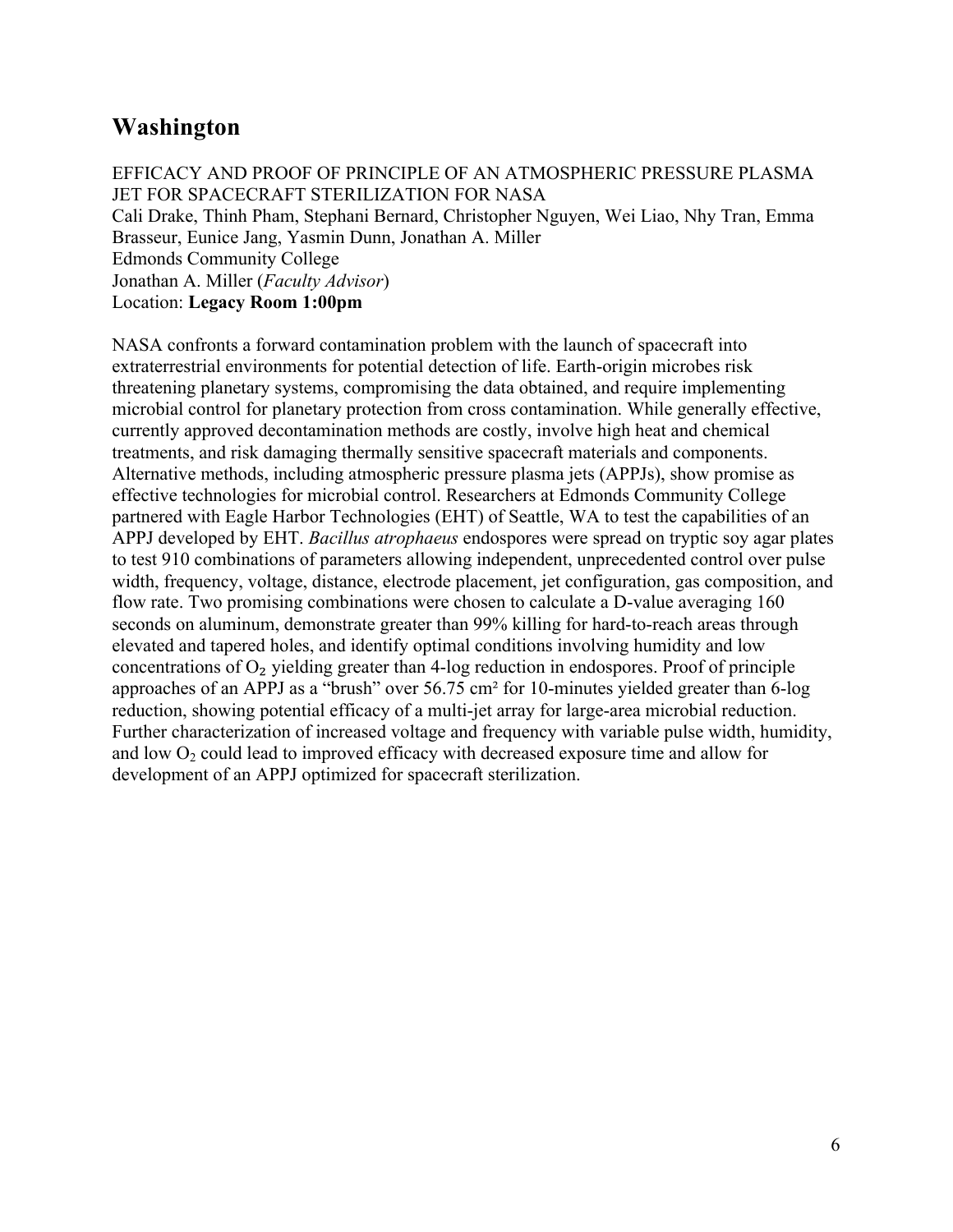## Washington

EFFICACY AND PROOF OF PRINCIPLE OF AN ATMOSPHERIC PRESSURE PLASMA JET FOR SPACECRAFT STERILIZATION FOR NASA
Cali Drake, Thinh Pham, Stephani Bernard, Christopher Nguyen, Wei Liao, Nhy Tran, Emma Brasseur, Eunice Jang, Yasmin Dunn, Jonathan A. Miller
Edmonds Community College
Jonathan A. Miller (*Faculty Advisor*)
Location: **Legacy Room 1:00pm**

NASA confronts a forward contamination problem with the launch of spacecraft into extraterrestrial environments for potential detection of life. Earth-origin microbes risk threatening planetary systems, compromising the data obtained, and require implementing microbial control for planetary protection from cross contamination. While generally effective, currently approved decontamination methods are costly, involve high heat and chemical treatments, and risk damaging thermally sensitive spacecraft materials and components. Alternative methods, including atmospheric pressure plasma jets (APPJs), show promise as effective technologies for microbial control. Researchers at Edmonds Community College partnered with Eagle Harbor Technologies (EHT) of Seattle, WA to test the capabilities of an APPJ developed by EHT. *Bacillus atrophaeus* endospores were spread on tryptic soy agar plates to test 910 combinations of parameters allowing independent, unprecedented control over pulse width, frequency, voltage, distance, electrode placement, jet configuration, gas composition, and flow rate. Two promising combinations were chosen to calculate a D-value averaging 160 seconds on aluminum, demonstrate greater than 99% killing for hard-to-reach areas through elevated and tapered holes, and identify optimal conditions involving humidity and low concentrations of $O_2$ yielding greater than 4-log reduction in endospores. Proof of principle approaches of an APPJ as a "brush" over 56.75 $cm^2$ for 10-minutes yielded greater than 6-log reduction, showing potential efficacy of a multi-jet array for large-area microbial reduction. Further characterization of increased voltage and frequency with variable pulse width, humidity, and low $O_2$ could lead to improved efficacy with decreased exposure time and allow for development of an APPJ optimized for spacecraft sterilization.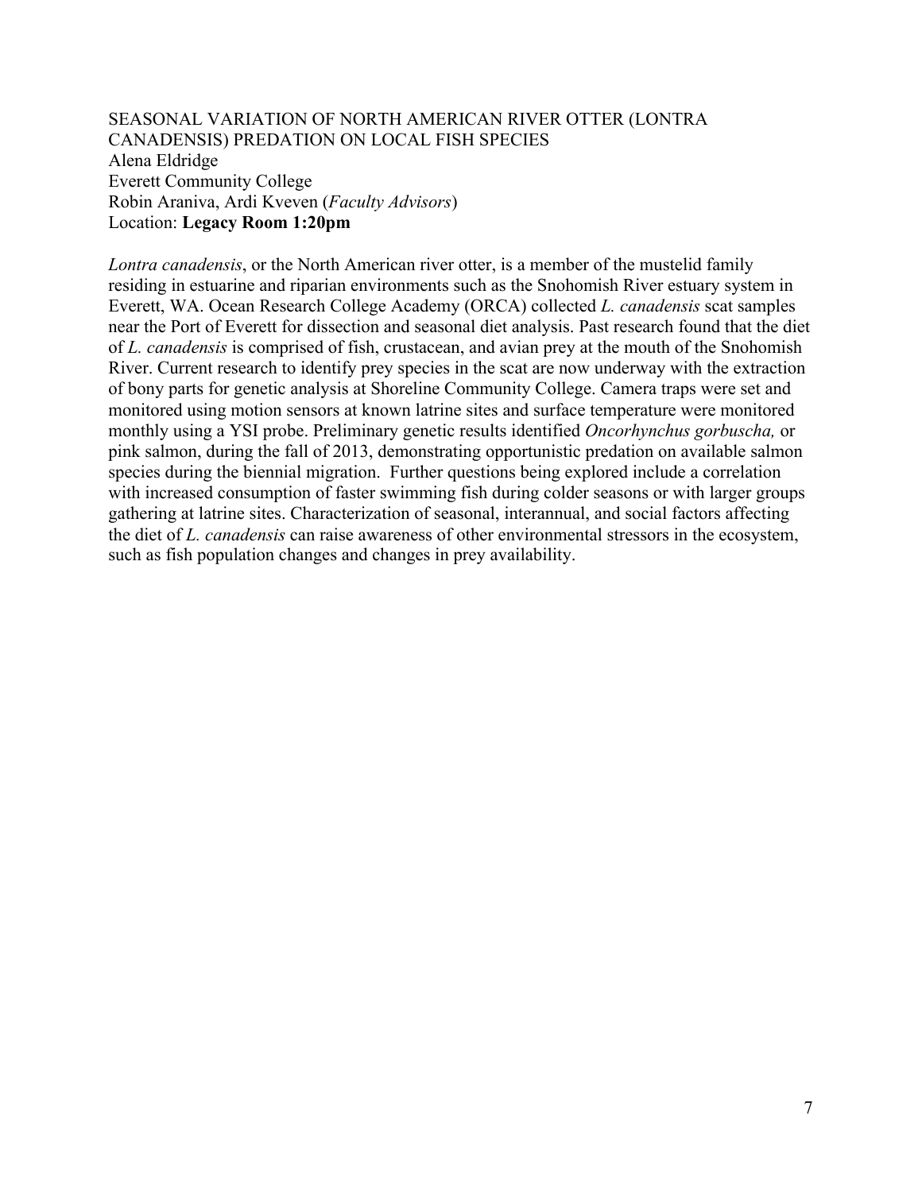### SEASONAL VARIATION OF NORTH AMERICAN RIVER OTTER (LONTRA CANADENSIS) PREDATION ON LOCAL FISH SPECIES

Alena Eldridge
Everett Community College
Robin Araniva, Ardi Kveven (*Faculty Advisors*)
Location: **Legacy Room 1:20pm**

*Lontra canadensis*, or the North American river otter, is a member of the mustelid family residing in estuarine and riparian environments such as the Snohomish River estuary system in Everett, WA. Ocean Research College Academy (ORCA) collected *L. canadensis* scat samples near the Port of Everett for dissection and seasonal diet analysis. Past research found that the diet of *L. canadensis* is comprised of fish, crustacean, and avian prey at the mouth of the Snohomish River. Current research to identify prey species in the scat are now underway with the extraction of bony parts for genetic analysis at Shoreline Community College. Camera traps were set and monitored using motion sensors at known latrine sites and surface temperature were monitored monthly using a YSI probe. Preliminary genetic results identified *Oncorhynchus gorbuscha,* or pink salmon, during the fall of 2013, demonstrating opportunistic predation on available salmon species during the biennial migration. Further questions being explored include a correlation with increased consumption of faster swimming fish during colder seasons or with larger groups gathering at latrine sites. Characterization of seasonal, interannual, and social factors affecting the diet of *L. canadensis* can raise awareness of other environmental stressors in the ecosystem, such as fish population changes and changes in prey availability.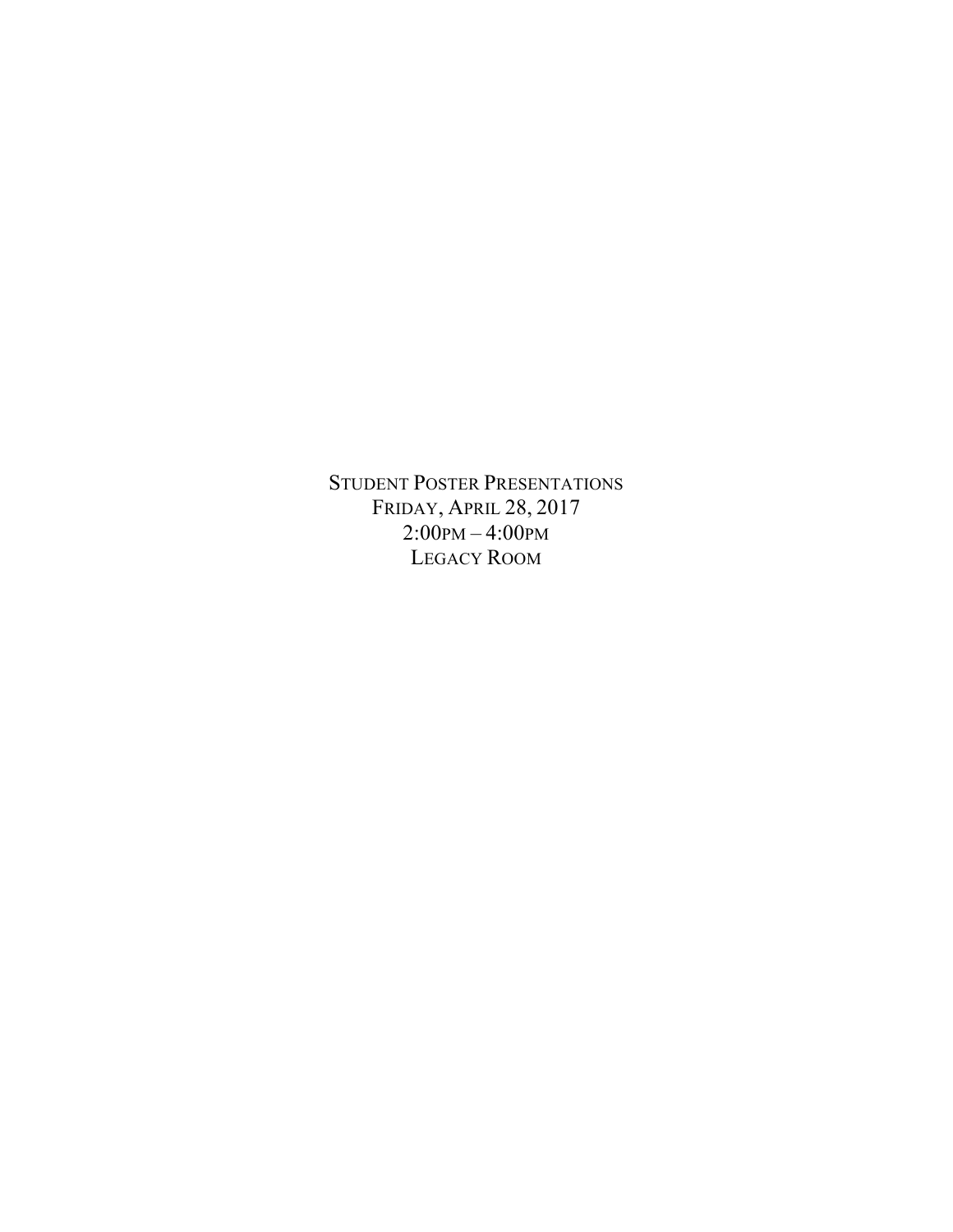STUDENT POSTER PRESENTATIONS
FRIDAY, APRIL 28, 2017
2:00PM – 4:00PM
LEGACY ROOM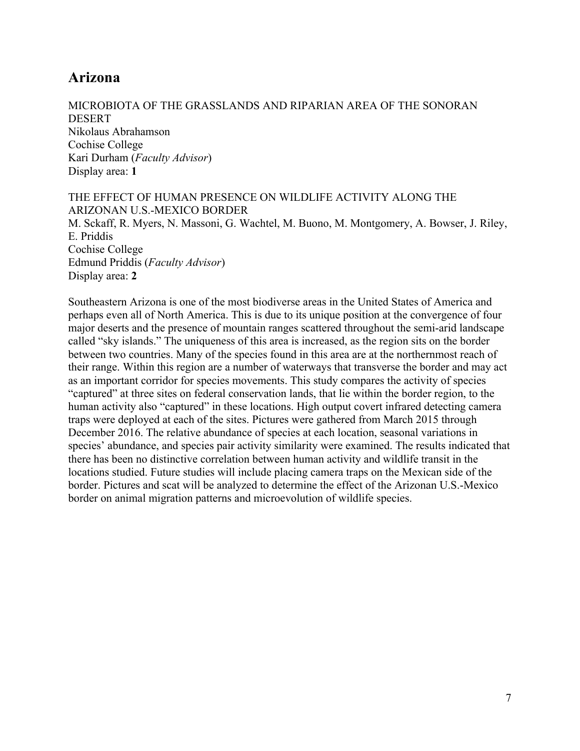## Arizona

MICROBIOTA OF THE GRASSLANDS AND RIPARIAN AREA OF THE SONORAN DESERT
Nikolaus Abrahamson
Cochise College
Kari Durham (*Faculty Advisor*)
Display area: **1**

THE EFFECT OF HUMAN PRESENCE ON WILDLIFE ACTIVITY ALONG THE ARIZONAN U.S.-MEXICO BORDER
M. Sckaff, R. Myers, N. Massoni, G. Wachtel, M. Buono, M. Montgomery, A. Bowser, J. Riley, E. Priddis
Cochise College
Edmund Priddis (*Faculty Advisor*)
Display area: **2**

Southeastern Arizona is one of the most biodiverse areas in the United States of America and perhaps even all of North America. This is due to its unique position at the convergence of four major deserts and the presence of mountain ranges scattered throughout the semi-arid landscape called "sky islands." The uniqueness of this area is increased, as the region sits on the border between two countries. Many of the species found in this area are at the northernmost reach of their range. Within this region are a number of waterways that transverse the border and may act as an important corridor for species movements. This study compares the activity of species "captured" at three sites on federal conservation lands, that lie within the border region, to the human activity also "captured" in these locations. High output covert infrared detecting camera traps were deployed at each of the sites. Pictures were gathered from March 2015 through December 2016. The relative abundance of species at each location, seasonal variations in species' abundance, and species pair activity similarity were examined. The results indicated that there has been no distinctive correlation between human activity and wildlife transit in the locations studied. Future studies will include placing camera traps on the Mexican side of the border. Pictures and scat will be analyzed to determine the effect of the Arizonan U.S.-Mexico border on animal migration patterns and microevolution of wildlife species.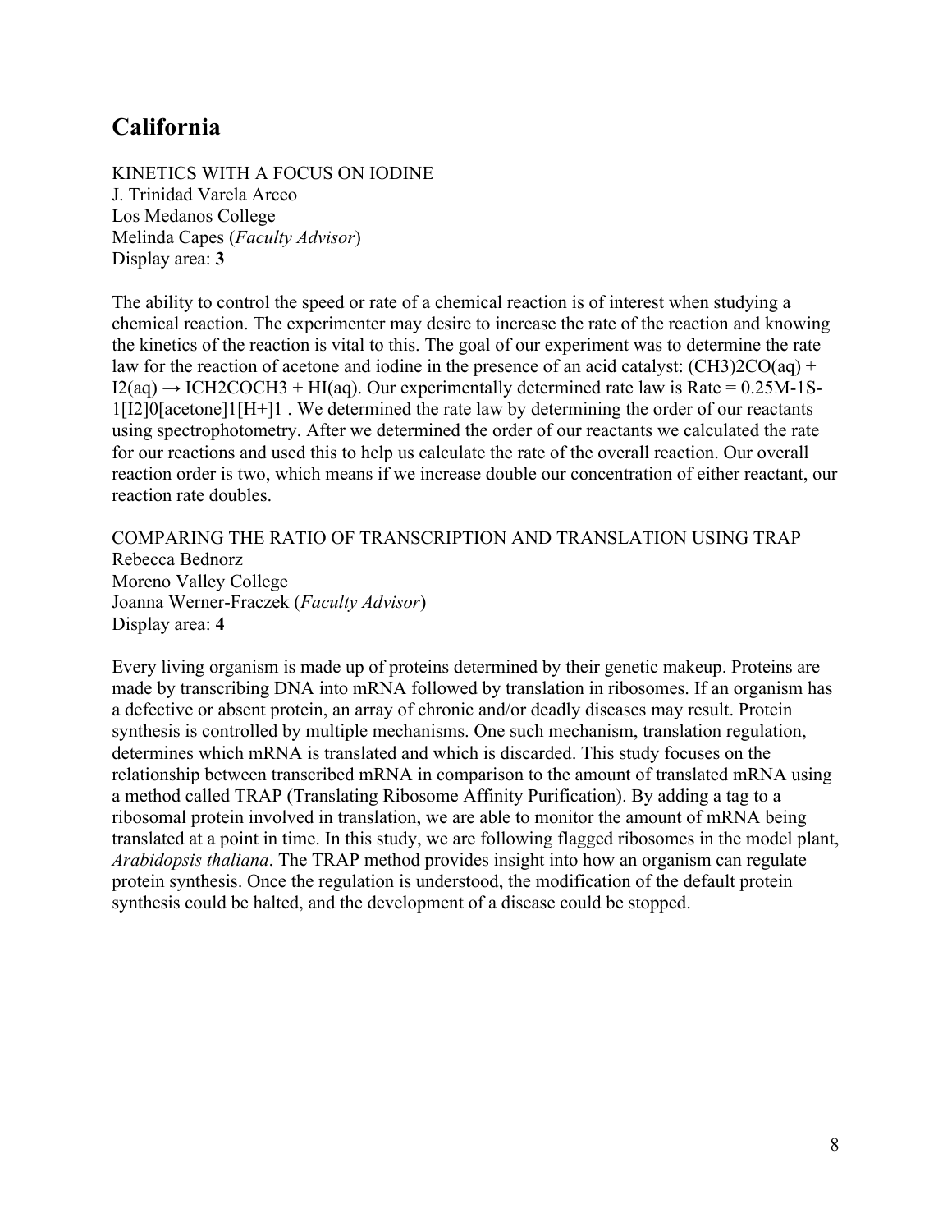## California

KINETICS WITH A FOCUS ON IODINE
J. Trinidad Varela Arceo
Los Medanos College
Melinda Capes (*Faculty Advisor*)
Display area: **3**

The ability to control the speed or rate of a chemical reaction is of interest when studying a chemical reaction. The experimenter may desire to increase the rate of the reaction and knowing the kinetics of the reaction is vital to this. The goal of our experiment was to determine the rate law for the reaction of acetone and iodine in the presence of an acid catalyst: $(CH_3)_2CO(aq) + I_2(aq) \rightarrow ICH_2COCH_3 + HI(aq)$. Our experimentally determined rate law is Rate = $0.25 M^{-1} S^{-1} [I_2]^0 [acetone]^1 [H^+]^1$ . We determined the rate law by determining the order of our reactants using spectrophotometry. After we determined the order of our reactants we calculated the rate for our reactions and used this to help us calculate the rate of the overall reaction. Our overall reaction order is two, which means if we increase double our concentration of either reactant, our reaction rate doubles.

COMPARING THE RATIO OF TRANSCRIPTION AND TRANSLATION USING TRAP
Rebecca Bednorz
Moreno Valley College
Joanna Werner-Fraczek (*Faculty Advisor*)
Display area: **4**

Every living organism is made up of proteins determined by their genetic makeup. Proteins are made by transcribing DNA into mRNA followed by translation in ribosomes. If an organism has a defective or absent protein, an array of chronic and/or deadly diseases may result. Protein synthesis is controlled by multiple mechanisms. One such mechanism, translation regulation, determines which mRNA is translated and which is discarded. This study focuses on the relationship between transcribed mRNA in comparison to the amount of translated mRNA using a method called TRAP (Translating Ribosome Affinity Purification). By adding a tag to a ribosomal protein involved in translation, we are able to monitor the amount of mRNA being translated at a point in time. In this study, we are following flagged ribosomes in the model plant, *Arabidopsis thaliana*. The TRAP method provides insight into how an organism can regulate protein synthesis. Once the regulation is understood, the modification of the default protein synthesis could be halted, and the development of a disease could be stopped.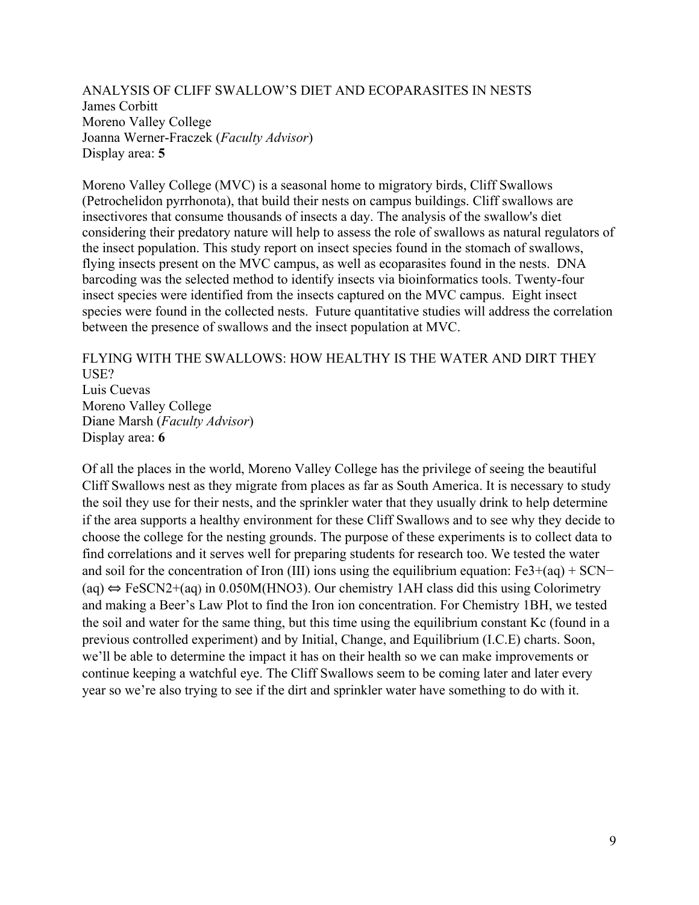## ANALYSIS OF CLIFF SWALLOW'S DIET AND ECOPARASITES IN NESTS

James Corbitt
Moreno Valley College
Joanna Werner-Fraczek (*Faculty Advisor*)
Display area: **5**

Moreno Valley College (MVC) is a seasonal home to migratory birds, Cliff Swallows (Petrochelidon pyrrhonota), that build their nests on campus buildings. Cliff swallows are insectivores that consume thousands of insects a day. The analysis of the swallow's diet considering their predatory nature will help to assess the role of swallows as natural regulators of the insect population. This study report on insect species found in the stomach of swallows, flying insects present on the MVC campus, as well as ecoparasites found in the nests. DNA barcoding was the selected method to identify insects via bioinformatics tools. Twenty-four insect species were identified from the insects captured on the MVC campus. Eight insect species were found in the collected nests. Future quantitative studies will address the correlation between the presence of swallows and the insect population at MVC.

## FLYING WITH THE SWALLOWS: HOW HEALTHY IS THE WATER AND DIRT THEY USE?

Luis Cuevas
Moreno Valley College
Diane Marsh (*Faculty Advisor*)
Display area: **6**

Of all the places in the world, Moreno Valley College has the privilege of seeing the beautiful Cliff Swallows nest as they migrate from places as far as South America. It is necessary to study the soil they use for their nests, and the sprinkler water that they usually drink to help determine if the area supports a healthy environment for these Cliff Swallows and to see why they decide to choose the college for the nesting grounds. The purpose of these experiments is to collect data to find correlations and it serves well for preparing students for research too. We tested the water and soil for the concentration of Iron (III) ions using the equilibrium equation: $Fe^{3+}(aq) + SCN^{-}(aq) \Leftrightarrow FeSCN^{2+}(aq)$ in 0.050M($HNO_3$). Our chemistry 1AH class did this using Colorimetry and making a Beer's Law Plot to find the Iron ion concentration. For Chemistry 1BH, we tested the soil and water for the same thing, but this time using the equilibrium constant $K_c$ (found in a previous controlled experiment) and by Initial, Change, and Equilibrium (I.C.E) charts. Soon, we'll be able to determine the impact it has on their health so we can make improvements or continue keeping a watchful eye. The Cliff Swallows seem to be coming later and later every year so we're also trying to see if the dirt and sprinkler water have something to do with it.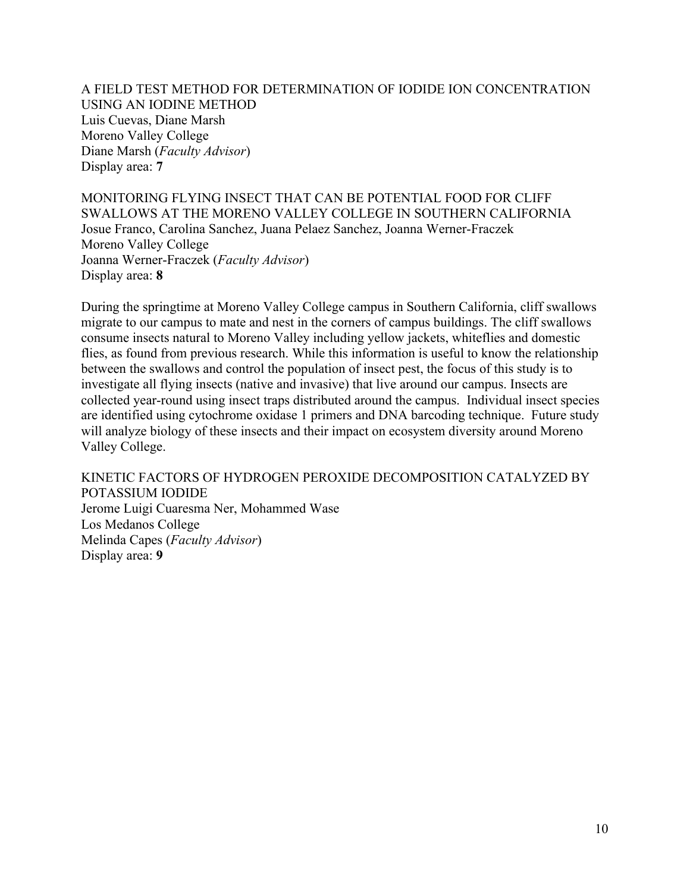A FIELD TEST METHOD FOR DETERMINATION OF IODIDE ION CONCENTRATION USING AN IODINE METHOD
Luis Cuevas, Diane Marsh
Moreno Valley College
Diane Marsh (*Faculty Advisor*)
Display area: **7**

MONITORING FLYING INSECT THAT CAN BE POTENTIAL FOOD FOR CLIFF SWALLOWS AT THE MORENO VALLEY COLLEGE IN SOUTHERN CALIFORNIA
Josue Franco, Carolina Sanchez, Juana Pelaez Sanchez, Joanna Werner-Fraczek
Moreno Valley College
Joanna Werner-Fraczek (*Faculty Advisor*)
Display area: **8**

During the springtime at Moreno Valley College campus in Southern California, cliff swallows migrate to our campus to mate and nest in the corners of campus buildings. The cliff swallows consume insects natural to Moreno Valley including yellow jackets, whiteflies and domestic flies, as found from previous research. While this information is useful to know the relationship between the swallows and control the population of insect pest, the focus of this study is to investigate all flying insects (native and invasive) that live around our campus. Insects are collected year-round using insect traps distributed around the campus. Individual insect species are identified using cytochrome oxidase 1 primers and DNA barcoding technique. Future study will analyze biology of these insects and their impact on ecosystem diversity around Moreno Valley College.

KINETIC FACTORS OF HYDROGEN PEROXIDE DECOMPOSITION CATALYZED BY POTASSIUM IODIDE
Jerome Luigi Cuaresma Ner, Mohammed Wase
Los Medanos College
Melinda Capes (*Faculty Advisor*)
Display area: **9**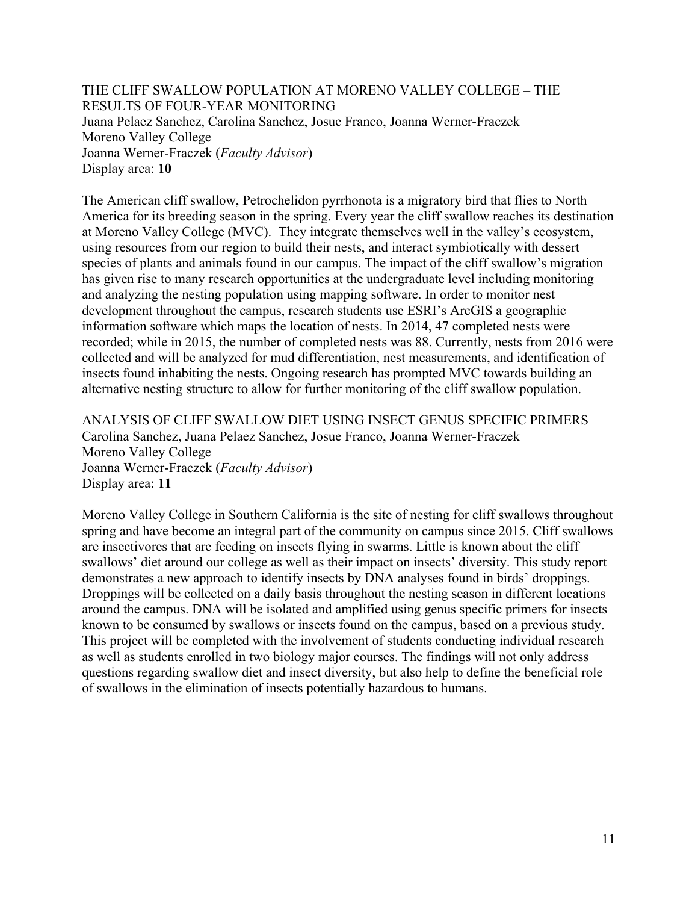## THE CLIFF SWALLOW POPULATION AT MORENO VALLEY COLLEGE – THE RESULTS OF FOUR-YEAR MONITORING

Juana Pelaez Sanchez, Carolina Sanchez, Josue Franco, Joanna Werner-Fraczek
Moreno Valley College
Joanna Werner-Fraczek (*Faculty Advisor*)
Display area: **10**

The American cliff swallow, Petrochelidon pyrrhonota is a migratory bird that flies to North America for its breeding season in the spring. Every year the cliff swallow reaches its destination at Moreno Valley College (MVC). They integrate themselves well in the valley's ecosystem, using resources from our region to build their nests, and interact symbiotically with dessert species of plants and animals found in our campus. The impact of the cliff swallow's migration has given rise to many research opportunities at the undergraduate level including monitoring and analyzing the nesting population using mapping software. In order to monitor nest development throughout the campus, research students use ESRI's ArcGIS a geographic information software which maps the location of nests. In 2014, 47 completed nests were recorded; while in 2015, the number of completed nests was 88. Currently, nests from 2016 were collected and will be analyzed for mud differentiation, nest measurements, and identification of insects found inhabiting the nests. Ongoing research has prompted MVC towards building an alternative nesting structure to allow for further monitoring of the cliff swallow population.

## ANALYSIS OF CLIFF SWALLOW DIET USING INSECT GENUS SPECIFIC PRIMERS

Carolina Sanchez, Juana Pelaez Sanchez, Josue Franco, Joanna Werner-Fraczek
Moreno Valley College
Joanna Werner-Fraczek (*Faculty Advisor*)
Display area: **11**

Moreno Valley College in Southern California is the site of nesting for cliff swallows throughout spring and have become an integral part of the community on campus since 2015. Cliff swallows are insectivores that are feeding on insects flying in swarms. Little is known about the cliff swallows' diet around our college as well as their impact on insects' diversity. This study report demonstrates a new approach to identify insects by DNA analyses found in birds' droppings. Droppings will be collected on a daily basis throughout the nesting season in different locations around the campus. DNA will be isolated and amplified using genus specific primers for insects known to be consumed by swallows or insects found on the campus, based on a previous study. This project will be completed with the involvement of students conducting individual research as well as students enrolled in two biology major courses. The findings will not only address questions regarding swallow diet and insect diversity, but also help to define the beneficial role of swallows in the elimination of insects potentially hazardous to humans.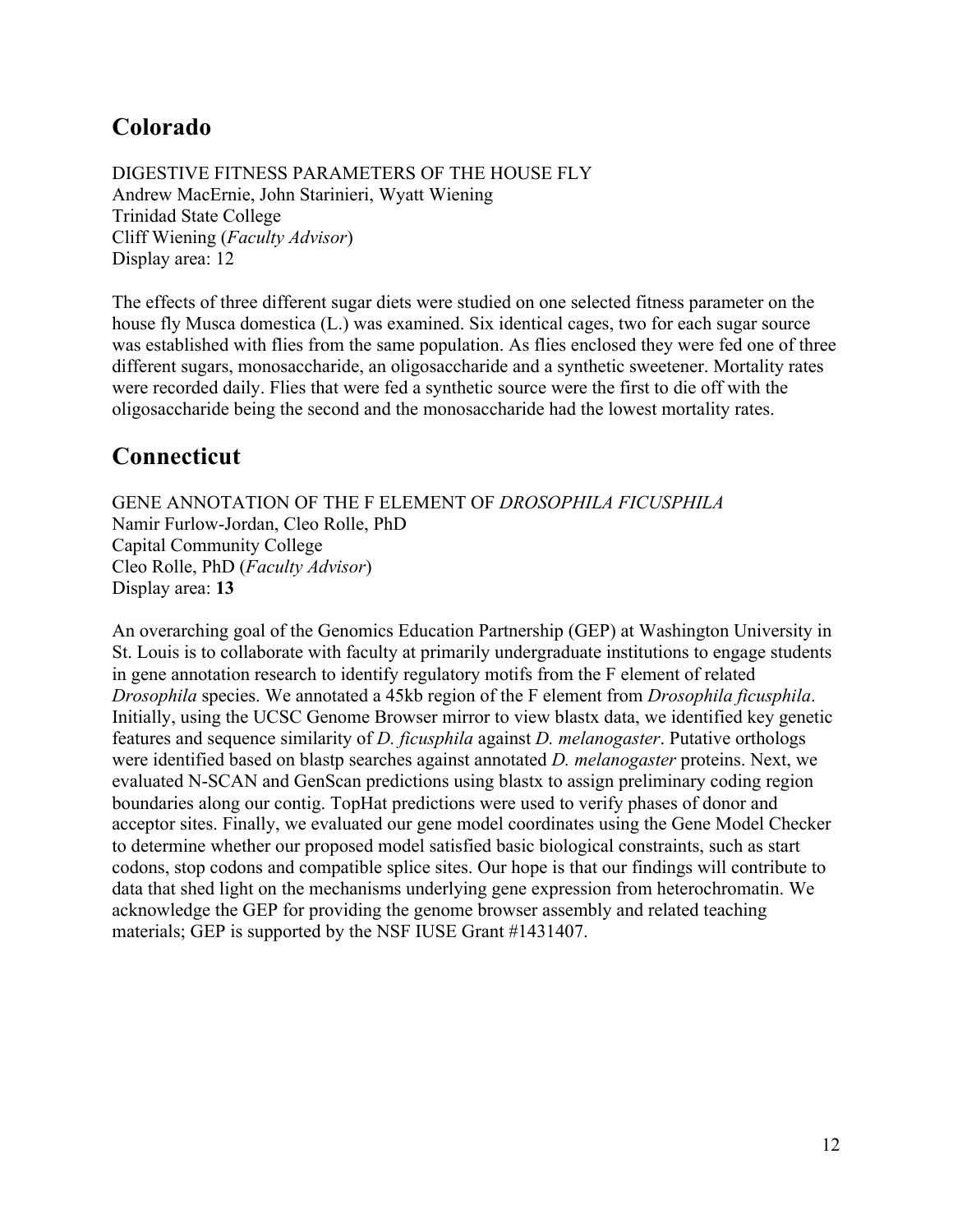## Colorado

DIGESTIVE FITNESS PARAMETERS OF THE HOUSE FLY
Andrew MacErnie, John Starinieri, Wyatt Wiening
Trinidad State College
Cliff Wiening (*Faculty Advisor*)
Display area: 12

The effects of three different sugar diets were studied on one selected fitness parameter on the house fly Musca domestica (L.) was examined. Six identical cages, two for each sugar source was established with flies from the same population. As flies enclosed they were fed one of three different sugars, monosaccharide, an oligosaccharide and a synthetic sweetener. Mortality rates were recorded daily. Flies that were fed a synthetic source were the first to die off with the oligosaccharide being the second and the monosaccharide had the lowest mortality rates.

## Connecticut

GENE ANNOTATION OF THE F ELEMENT OF *DROSOPHILA FICUSPHILA*
Namir Furlow-Jordan, Cleo Rolle, PhD
Capital Community College
Cleo Rolle, PhD (*Faculty Advisor*)
Display area: **13**

An overarching goal of the Genomics Education Partnership (GEP) at Washington University in St. Louis is to collaborate with faculty at primarily undergraduate institutions to engage students in gene annotation research to identify regulatory motifs from the F element of related *Drosophila* species. We annotated a 45kb region of the F element from *Drosophila ficusphila*. Initially, using the UCSC Genome Browser mirror to view blastx data, we identified key genetic features and sequence similarity of *D. ficusphila* against *D. melanogaster*. Putative orthologs were identified based on blastp searches against annotated *D. melanogaster* proteins. Next, we evaluated N-SCAN and GenScan predictions using blastx to assign preliminary coding region boundaries along our contig. TopHat predictions were used to verify phases of donor and acceptor sites. Finally, we evaluated our gene model coordinates using the Gene Model Checker to determine whether our proposed model satisfied basic biological constraints, such as start codons, stop codons and compatible splice sites. Our hope is that our findings will contribute to data that shed light on the mechanisms underlying gene expression from heterochromatin. We acknowledge the GEP for providing the genome browser assembly and related teaching materials; GEP is supported by the NSF IUSE Grant #1431407.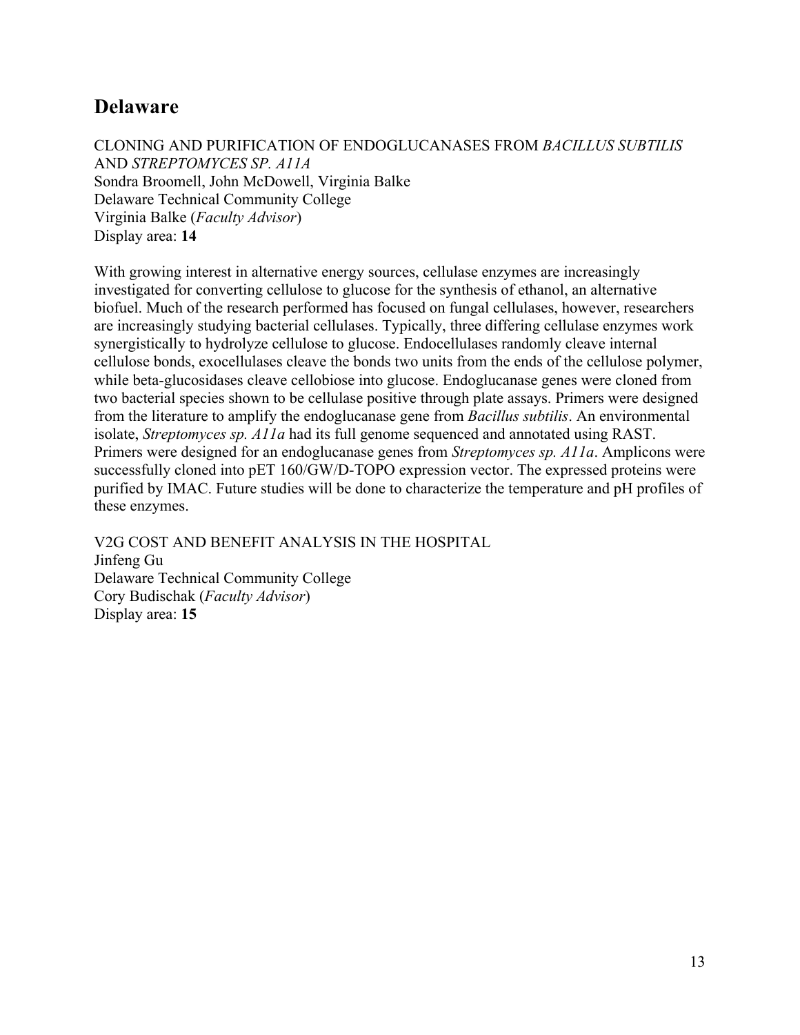## Delaware

CLONING AND PURIFICATION OF ENDOGLUCANASES FROM *BACILLUS SUBTILIS* AND *STREPTOMYCES SP. A11A*
Sondra Broomell, John McDowell, Virginia Balke
Delaware Technical Community College
Virginia Balke (*Faculty Advisor*)
Display area: **14**

With growing interest in alternative energy sources, cellulase enzymes are increasingly investigated for converting cellulose to glucose for the synthesis of ethanol, an alternative biofuel. Much of the research performed has focused on fungal cellulases, however, researchers are increasingly studying bacterial cellulases. Typically, three differing cellulase enzymes work synergistically to hydrolyze cellulose to glucose. Endocellulases randomly cleave internal cellulose bonds, exocellulases cleave the bonds two units from the ends of the cellulose polymer, while beta-glucosidases cleave cellobiose into glucose. Endoglucanase genes were cloned from two bacterial species shown to be cellulase positive through plate assays. Primers were designed from the literature to amplify the endoglucanase gene from *Bacillus subtilis*. An environmental isolate, *Streptomyces sp. A11a* had its full genome sequenced and annotated using RAST. Primers were designed for an endoglucanase genes from *Streptomyces sp. A11a*. Amplicons were successfully cloned into pET 160/GW/D-TOPO expression vector. The expressed proteins were purified by IMAC. Future studies will be done to characterize the temperature and pH profiles of these enzymes.

V2G COST AND BENEFIT ANALYSIS IN THE HOSPITAL
Jinfeng Gu
Delaware Technical Community College
Cory Budischak (*Faculty Advisor*)
Display area: **15**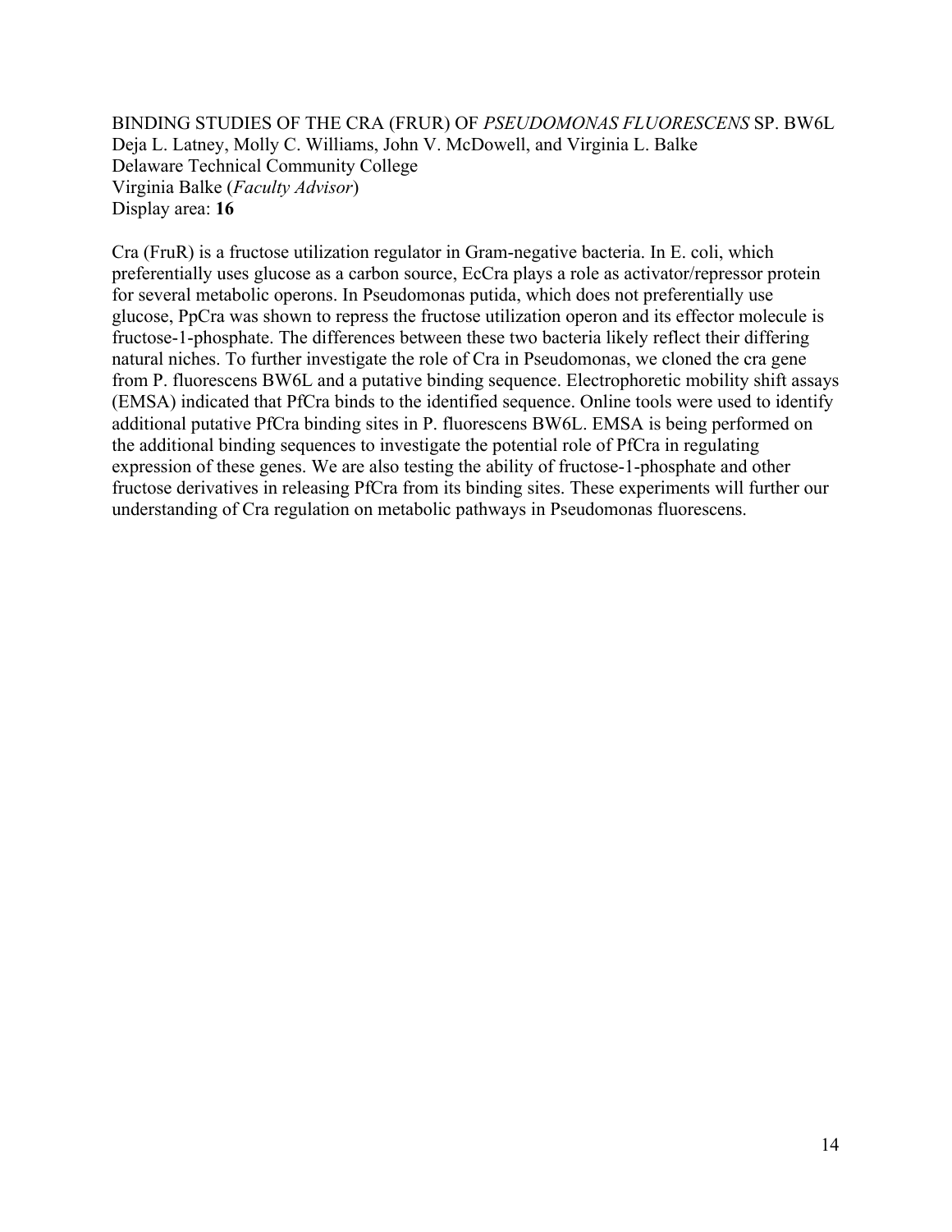BINDING STUDIES OF THE CRA (FRUR) OF *PSEUDOMONAS FLUORESCENS* SP. BW6L
Deja L. Latney, Molly C. Williams, John V. McDowell, and Virginia L. Balke
Delaware Technical Community College
Virginia Balke (*Faculty Advisor*)
Display area: **16**

Cra (FruR) is a fructose utilization regulator in Gram-negative bacteria. In E. coli, which preferentially uses glucose as a carbon source, EcCra plays a role as activator/repressor protein for several metabolic operons. In Pseudomonas putida, which does not preferentially use glucose, PpCra was shown to repress the fructose utilization operon and its effector molecule is fructose-1-phosphate. The differences between these two bacteria likely reflect their differing natural niches. To further investigate the role of Cra in Pseudomonas, we cloned the cra gene from P. fluorescens BW6L and a putative binding sequence. Electrophoretic mobility shift assays (EMSA) indicated that PfCra binds to the identified sequence. Online tools were used to identify additional putative PfCra binding sites in P. fluorescens BW6L. EMSA is being performed on the additional binding sequences to investigate the potential role of PfCra in regulating expression of these genes. We are also testing the ability of fructose-1-phosphate and other fructose derivatives in releasing PfCra from its binding sites. These experiments will further our understanding of Cra regulation on metabolic pathways in Pseudomonas fluorescens.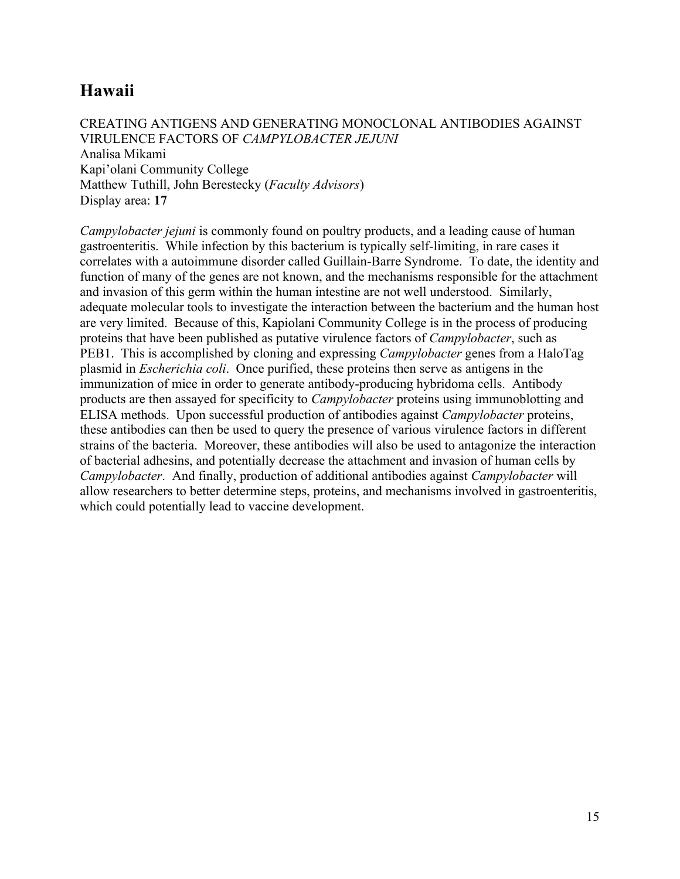## Hawaii

CREATING ANTIGENS AND GENERATING MONOCLONAL ANTIBODIES AGAINST VIRULENCE FACTORS OF *CAMPYLOBACTER JEJUNI*
Analisa Mikami
Kapi'olani Community College
Matthew Tuthill, John Berestecky (*Faculty Advisors*)
Display area: **17**

*Campylobacter jejuni* is commonly found on poultry products, and a leading cause of human gastroenteritis. While infection by this bacterium is typically self-limiting, in rare cases it correlates with a autoimmune disorder called Guillain-Barre Syndrome. To date, the identity and function of many of the genes are not known, and the mechanisms responsible for the attachment and invasion of this germ within the human intestine are not well understood. Similarly, adequate molecular tools to investigate the interaction between the bacterium and the human host are very limited. Because of this, Kapiolani Community College is in the process of producing proteins that have been published as putative virulence factors of *Campylobacter*, such as PEB1. This is accomplished by cloning and expressing *Campylobacter* genes from a HaloTag plasmid in *Escherichia coli*. Once purified, these proteins then serve as antigens in the immunization of mice in order to generate antibody-producing hybridoma cells. Antibody products are then assayed for specificity to *Campylobacter* proteins using immunoblotting and ELISA methods. Upon successful production of antibodies against *Campylobacter* proteins, these antibodies can then be used to query the presence of various virulence factors in different strains of the bacteria. Moreover, these antibodies will also be used to antagonize the interaction of bacterial adhesins, and potentially decrease the attachment and invasion of human cells by *Campylobacter*. And finally, production of additional antibodies against *Campylobacter* will allow researchers to better determine steps, proteins, and mechanisms involved in gastroenteritis, which could potentially lead to vaccine development.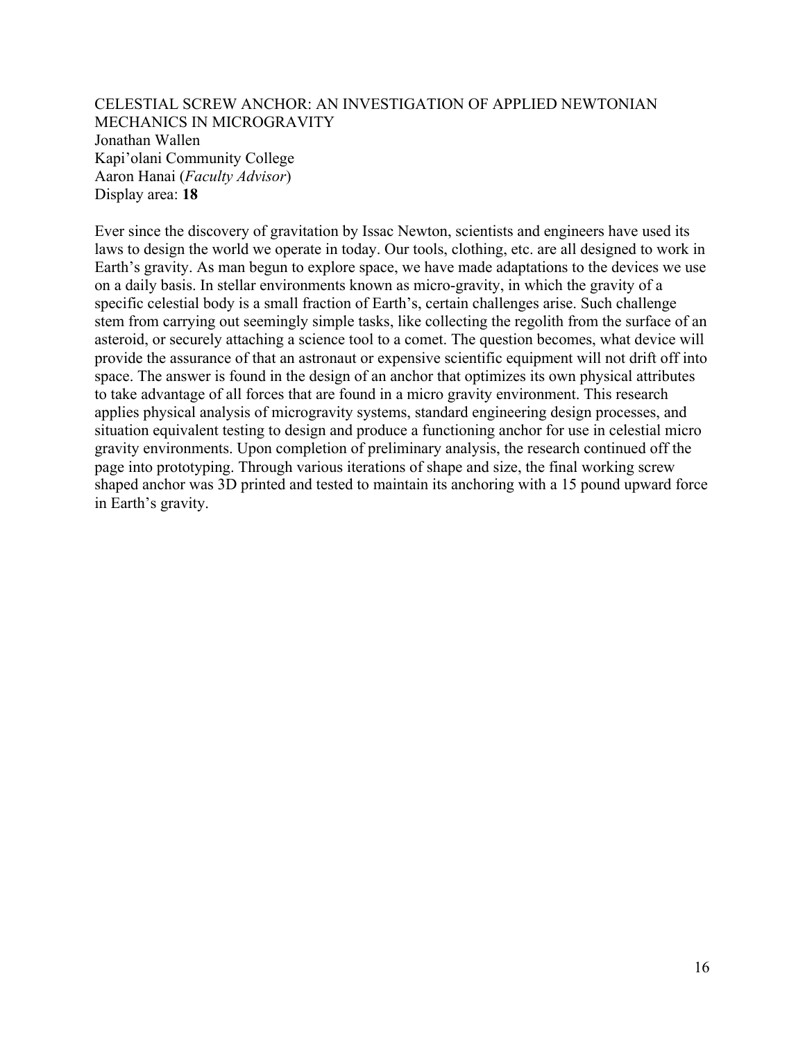## CELESTIAL SCREW ANCHOR: AN INVESTIGATION OF APPLIED NEWTONIAN MECHANICS IN MICROGRAVITY

Jonathan Wallen  
Kapi'olani Community College  
Aaron Hanai (*Faculty Advisor*)  
Display area: **18**

Ever since the discovery of gravitation by Issac Newton, scientists and engineers have used its laws to design the world we operate in today. Our tools, clothing, etc. are all designed to work in Earth's gravity. As man begun to explore space, we have made adaptations to the devices we use on a daily basis. In stellar environments known as micro-gravity, in which the gravity of a specific celestial body is a small fraction of Earth's, certain challenges arise. Such challenge stem from carrying out seemingly simple tasks, like collecting the regolith from the surface of an asteroid, or securely attaching a science tool to a comet. The question becomes, what device will provide the assurance of that an astronaut or expensive scientific equipment will not drift off into space. The answer is found in the design of an anchor that optimizes its own physical attributes to take advantage of all forces that are found in a micro gravity environment. This research applies physical analysis of microgravity systems, standard engineering design processes, and situation equivalent testing to design and produce a functioning anchor for use in celestial micro gravity environments. Upon completion of preliminary analysis, the research continued off the page into prototyping. Through various iterations of shape and size, the final working screw shaped anchor was 3D printed and tested to maintain its anchoring with a 15 pound upward force in Earth's gravity.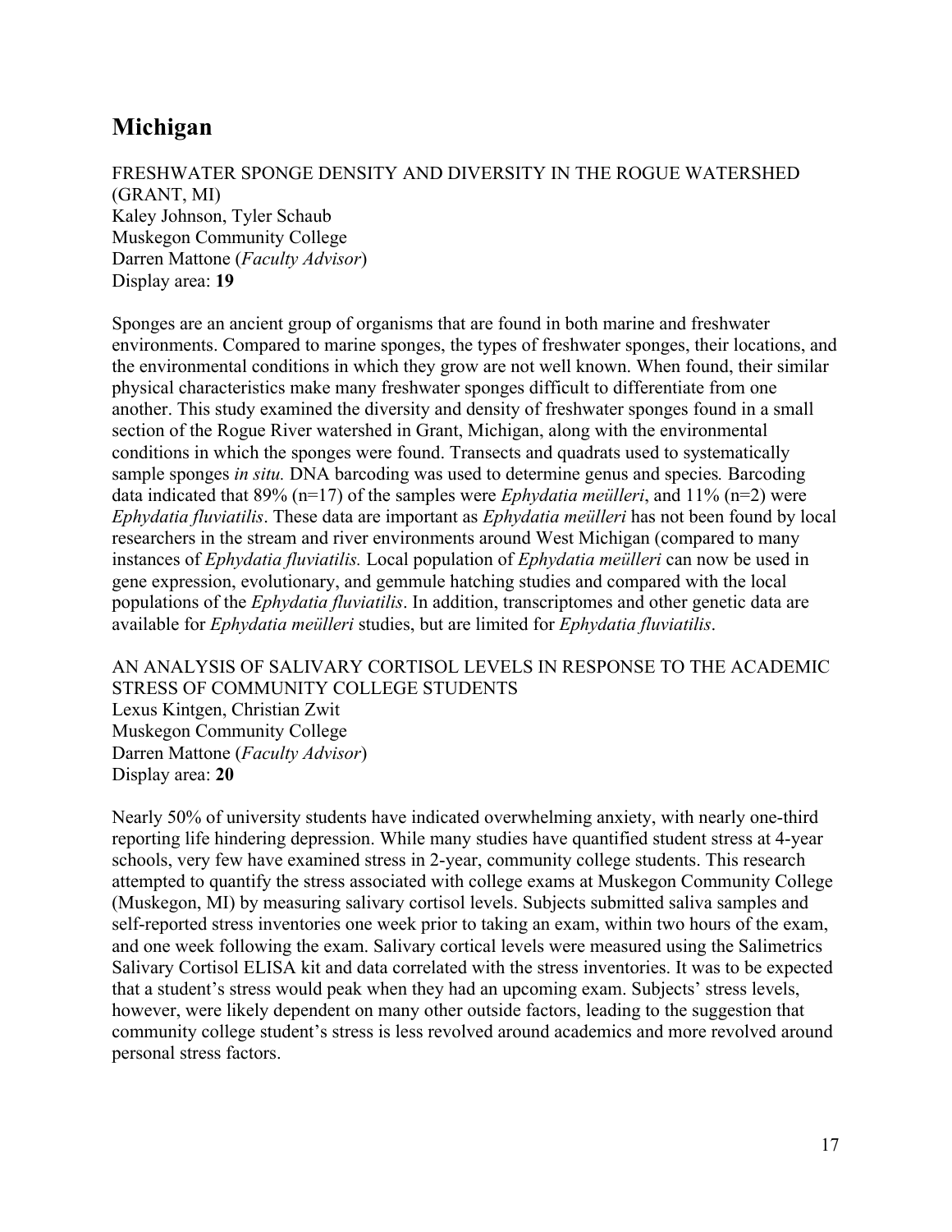## Michigan

FRESHWATER SPONGE DENSITY AND DIVERSITY IN THE ROGUE WATERSHED (GRANT, MI)
Kaley Johnson, Tyler Schaub
Muskegon Community College
Darren Mattone (*Faculty Advisor*)
Display area: **19**

Sponges are an ancient group of organisms that are found in both marine and freshwater environments. Compared to marine sponges, the types of freshwater sponges, their locations, and the environmental conditions in which they grow are not well known. When found, their similar physical characteristics make many freshwater sponges difficult to differentiate from one another. This study examined the diversity and density of freshwater sponges found in a small section of the Rogue River watershed in Grant, Michigan, along with the environmental conditions in which the sponges were found. Transects and quadrats used to systematically sample sponges *in situ.* DNA barcoding was used to determine genus and species*.* Barcoding data indicated that 89% (n=17) of the samples were *Ephydatia meülleri*, and 11% (n=2) were *Ephydatia fluviatilis*. These data are important as *Ephydatia meülleri* has not been found by local researchers in the stream and river environments around West Michigan (compared to many instances of *Ephydatia fluviatilis.* Local population of *Ephydatia meülleri* can now be used in gene expression, evolutionary, and gemmule hatching studies and compared with the local populations of the *Ephydatia fluviatilis*. In addition, transcriptomes and other genetic data are available for *Ephydatia meülleri* studies, but are limited for *Ephydatia fluviatilis*.

AN ANALYSIS OF SALIVARY CORTISOL LEVELS IN RESPONSE TO THE ACADEMIC STRESS OF COMMUNITY COLLEGE STUDENTS
Lexus Kintgen, Christian Zwit
Muskegon Community College
Darren Mattone (*Faculty Advisor*)
Display area: **20**

Nearly 50% of university students have indicated overwhelming anxiety, with nearly one-third reporting life hindering depression. While many studies have quantified student stress at 4-year schools, very few have examined stress in 2-year, community college students. This research attempted to quantify the stress associated with college exams at Muskegon Community College (Muskegon, MI) by measuring salivary cortisol levels. Subjects submitted saliva samples and self-reported stress inventories one week prior to taking an exam, within two hours of the exam, and one week following the exam. Salivary cortical levels were measured using the Salimetrics Salivary Cortisol ELISA kit and data correlated with the stress inventories. It was to be expected that a student's stress would peak when they had an upcoming exam. Subjects' stress levels, however, were likely dependent on many other outside factors, leading to the suggestion that community college student's stress is less revolved around academics and more revolved around personal stress factors.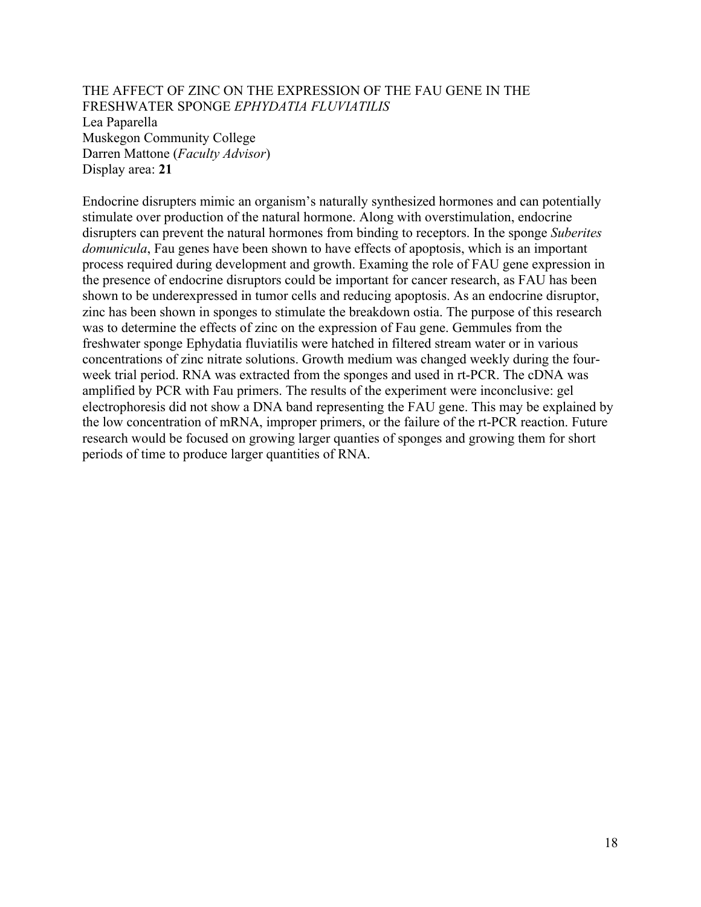THE AFFECT OF ZINC ON THE EXPRESSION OF THE FAU GENE IN THE FRESHWATER SPONGE *EPHYDATIA FLUVIATILIS*
Lea Paparella
Muskegon Community College
Darren Mattone (*Faculty Advisor*)
Display area: **21**

Endocrine disrupters mimic an organism's naturally synthesized hormones and can potentially stimulate over production of the natural hormone. Along with overstimulation, endocrine disrupters can prevent the natural hormones from binding to receptors. In the sponge *Suberites domunicula*, Fau genes have been shown to have effects of apoptosis, which is an important process required during development and growth. Examing the role of FAU gene expression in the presence of endocrine disruptors could be important for cancer research, as FAU has been shown to be underexpressed in tumor cells and reducing apoptosis. As an endocrine disruptor, zinc has been shown in sponges to stimulate the breakdown ostia. The purpose of this research was to determine the effects of zinc on the expression of Fau gene. Gemmules from the freshwater sponge Ephydatia fluviatilis were hatched in filtered stream water or in various concentrations of zinc nitrate solutions. Growth medium was changed weekly during the four-week trial period. RNA was extracted from the sponges and used in rt-PCR. The cDNA was amplified by PCR with Fau primers. The results of the experiment were inconclusive: gel electrophoresis did not show a DNA band representing the FAU gene. This may be explained by the low concentration of mRNA, improper primers, or the failure of the rt-PCR reaction. Future research would be focused on growing larger quanties of sponges and growing them for short periods of time to produce larger quantities of RNA.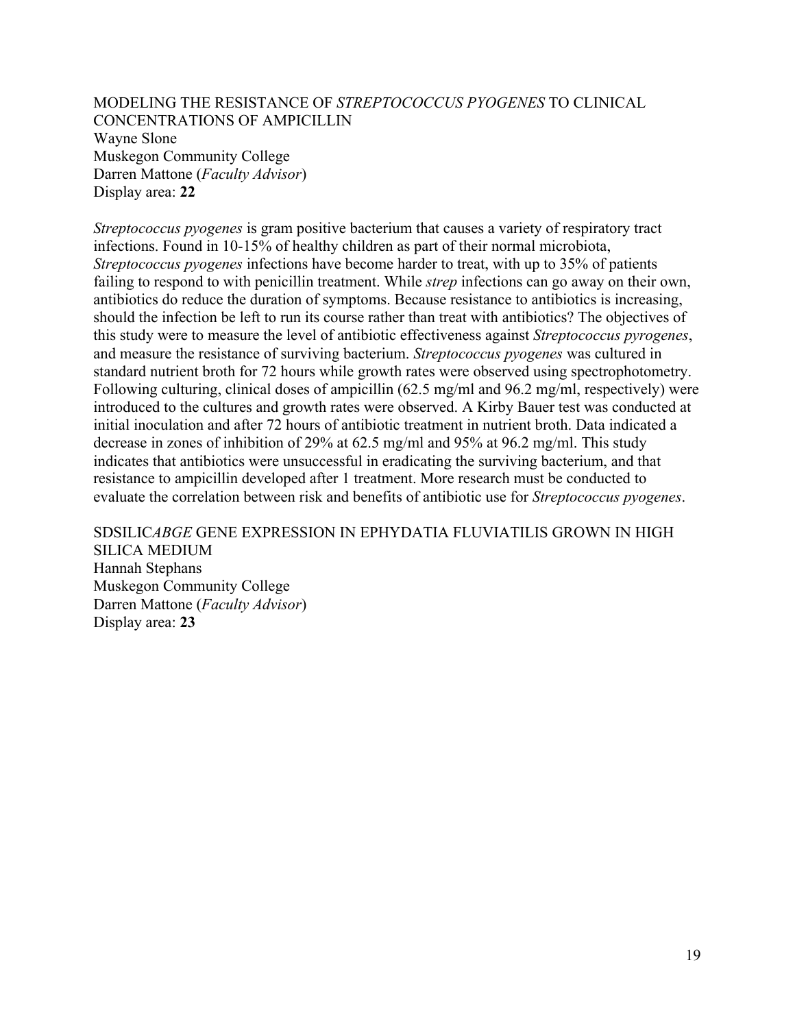MODELING THE RESISTANCE OF *STREPTOCOCCUS PYOGENES* TO CLINICAL CONCENTRATIONS OF AMPICILLIN
Wayne Slone
Muskegon Community College
Darren Mattone (*Faculty Advisor*)
Display area: **22**

*Streptococcus pyogenes* is gram positive bacterium that causes a variety of respiratory tract infections. Found in 10-15% of healthy children as part of their normal microbiota, *Streptococcus pyogenes* infections have become harder to treat, with up to 35% of patients failing to respond to with penicillin treatment. While *strep* infections can go away on their own, antibiotics do reduce the duration of symptoms. Because resistance to antibiotics is increasing, should the infection be left to run its course rather than treat with antibiotics? The objectives of this study were to measure the level of antibiotic effectiveness against *Streptococcus pyrogenes*, and measure the resistance of surviving bacterium. *Streptococcus pyogenes* was cultured in standard nutrient broth for 72 hours while growth rates were observed using spectrophotometry. Following culturing, clinical doses of ampicillin (62.5 mg/ml and 96.2 mg/ml, respectively) were introduced to the cultures and growth rates were observed. A Kirby Bauer test was conducted at initial inoculation and after 72 hours of antibiotic treatment in nutrient broth. Data indicated a decrease in zones of inhibition of 29% at 62.5 mg/ml and 95% at 96.2 mg/ml. This study indicates that antibiotics were unsuccessful in eradicating the surviving bacterium, and that resistance to ampicillin developed after 1 treatment. More research must be conducted to evaluate the correlation between risk and benefits of antibiotic use for *Streptococcus pyogenes*.

SDSILIC*ABGE* GENE EXPRESSION IN EPHYDATIA FLUVIATILIS GROWN IN HIGH SILICA MEDIUM
Hannah Stephans
Muskegon Community College
Darren Mattone (*Faculty Advisor*)
Display area: **23**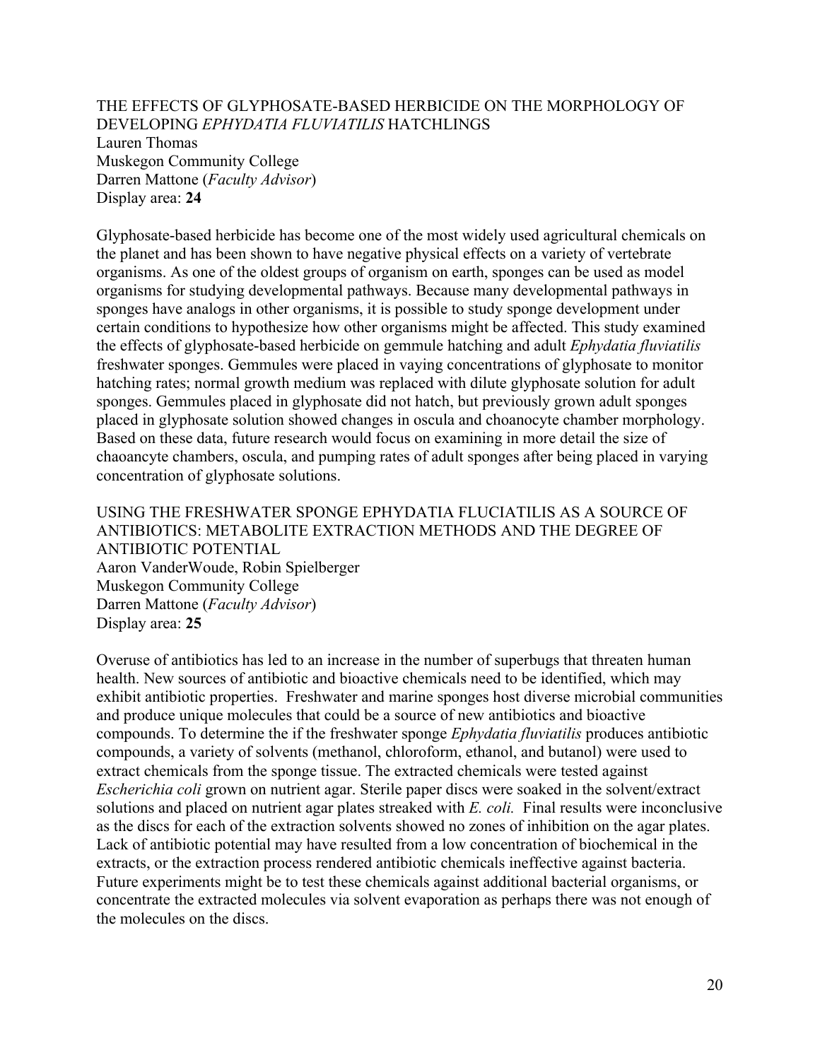THE EFFECTS OF GLYPHOSATE-BASED HERBICIDE ON THE MORPHOLOGY OF DEVELOPING *EPHYDATIA FLUVIATILIS* HATCHLINGS
Lauren Thomas
Muskegon Community College
Darren Mattone (*Faculty Advisor*)
Display area: **24**

Glyphosate-based herbicide has become one of the most widely used agricultural chemicals on the planet and has been shown to have negative physical effects on a variety of vertebrate organisms. As one of the oldest groups of organism on earth, sponges can be used as model organisms for studying developmental pathways. Because many developmental pathways in sponges have analogs in other organisms, it is possible to study sponge development under certain conditions to hypothesize how other organisms might be affected. This study examined the effects of glyphosate-based herbicide on gemmule hatching and adult *Ephydatia fluviatilis* freshwater sponges. Gemmules were placed in vaying concentrations of glyphosate to monitor hatching rates; normal growth medium was replaced with dilute glyphosate solution for adult sponges. Gemmules placed in glyphosate did not hatch, but previously grown adult sponges placed in glyphosate solution showed changes in oscula and choanocyte chamber morphology. Based on these data, future research would focus on examining in more detail the size of chaoancyte chambers, oscula, and pumping rates of adult sponges after being placed in varying concentration of glyphosate solutions.

USING THE FRESHWATER SPONGE EPHYDATIA FLUCIATILIS AS A SOURCE OF ANTIBIOTICS: METABOLITE EXTRACTION METHODS AND THE DEGREE OF ANTIBIOTIC POTENTIAL
Aaron VanderWoude, Robin Spielberger
Muskegon Community College
Darren Mattone (*Faculty Advisor*)
Display area: **25**

Overuse of antibiotics has led to an increase in the number of superbugs that threaten human health. New sources of antibiotic and bioactive chemicals need to be identified, which may exhibit antibiotic properties. Freshwater and marine sponges host diverse microbial communities and produce unique molecules that could be a source of new antibiotics and bioactive compounds. To determine the if the freshwater sponge *Ephydatia fluviatilis* produces antibiotic compounds, a variety of solvents (methanol, chloroform, ethanol, and butanol) were used to extract chemicals from the sponge tissue. The extracted chemicals were tested against *Escherichia coli* grown on nutrient agar. Sterile paper discs were soaked in the solvent/extract solutions and placed on nutrient agar plates streaked with *E. coli.* Final results were inconclusive as the discs for each of the extraction solvents showed no zones of inhibition on the agar plates. Lack of antibiotic potential may have resulted from a low concentration of biochemical in the extracts, or the extraction process rendered antibiotic chemicals ineffective against bacteria. Future experiments might be to test these chemicals against additional bacterial organisms, or concentrate the extracted molecules via solvent evaporation as perhaps there was not enough of the molecules on the discs.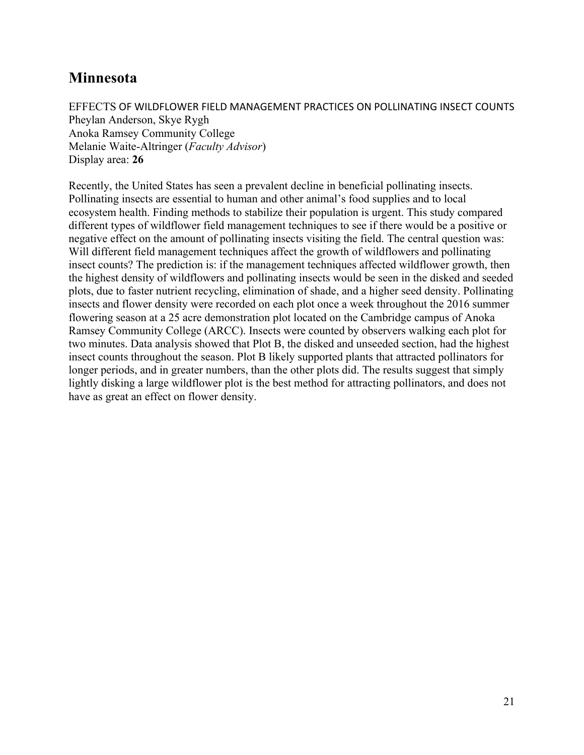## Minnesota

EFFECTS OF WILDFLOWER FIELD MANAGEMENT PRACTICES ON POLLINATING INSECT COUNTS
Pheylan Anderson, Skye Rygh
Anoka Ramsey Community College
Melanie Waite-Altringer (*Faculty Advisor*)
Display area: **26**

Recently, the United States has seen a prevalent decline in beneficial pollinating insects. Pollinating insects are essential to human and other animal's food supplies and to local ecosystem health. Finding methods to stabilize their population is urgent. This study compared different types of wildflower field management techniques to see if there would be a positive or negative effect on the amount of pollinating insects visiting the field. The central question was: Will different field management techniques affect the growth of wildflowers and pollinating insect counts? The prediction is: if the management techniques affected wildflower growth, then the highest density of wildflowers and pollinating insects would be seen in the disked and seeded plots, due to faster nutrient recycling, elimination of shade, and a higher seed density. Pollinating insects and flower density were recorded on each plot once a week throughout the 2016 summer flowering season at a 25 acre demonstration plot located on the Cambridge campus of Anoka Ramsey Community College (ARCC). Insects were counted by observers walking each plot for two minutes. Data analysis showed that Plot B, the disked and unseeded section, had the highest insect counts throughout the season. Plot B likely supported plants that attracted pollinators for longer periods, and in greater numbers, than the other plots did. The results suggest that simply lightly disking a large wildflower plot is the best method for attracting pollinators, and does not have as great an effect on flower density.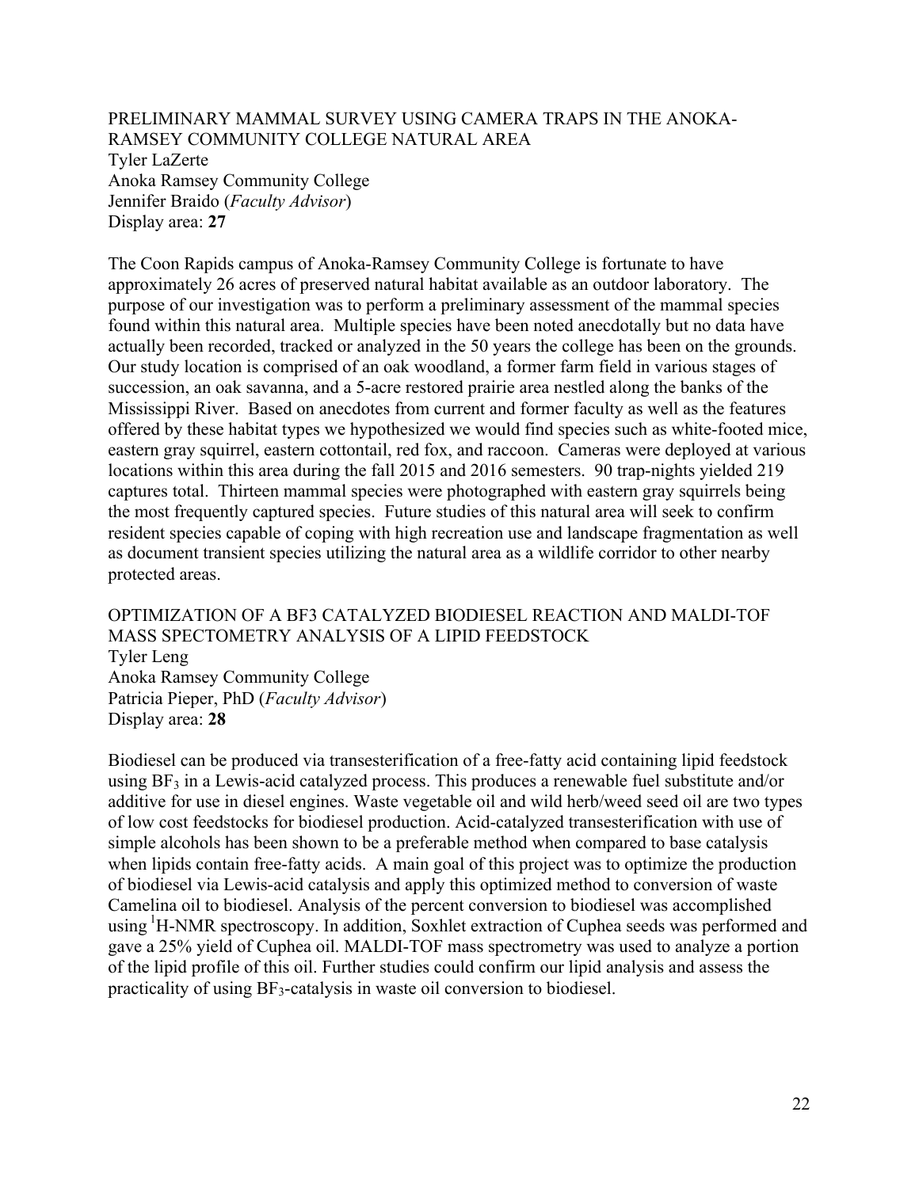## PRELIMINARY MAMMAL SURVEY USING CAMERA TRAPS IN THE ANOKA-RAMSEY COMMUNITY COLLEGE NATURAL AREA

Tyler LaZerte
Anoka Ramsey Community College
Jennifer Braido (*Faculty Advisor*)
Display area: **27**

The Coon Rapids campus of Anoka-Ramsey Community College is fortunate to have approximately 26 acres of preserved natural habitat available as an outdoor laboratory. The purpose of our investigation was to perform a preliminary assessment of the mammal species found within this natural area. Multiple species have been noted anecdotally but no data have actually been recorded, tracked or analyzed in the 50 years the college has been on the grounds. Our study location is comprised of an oak woodland, a former farm field in various stages of succession, an oak savanna, and a 5-acre restored prairie area nestled along the banks of the Mississippi River. Based on anecdotes from current and former faculty as well as the features offered by these habitat types we hypothesized we would find species such as white-footed mice, eastern gray squirrel, eastern cottontail, red fox, and raccoon. Cameras were deployed at various locations within this area during the fall 2015 and 2016 semesters. 90 trap-nights yielded 219 captures total. Thirteen mammal species were photographed with eastern gray squirrels being the most frequently captured species. Future studies of this natural area will seek to confirm resident species capable of coping with high recreation use and landscape fragmentation as well as document transient species utilizing the natural area as a wildlife corridor to other nearby protected areas.

## OPTIMIZATION OF A BF3 CATALYZED BIODIESEL REACTION AND MALDI-TOF MASS SPECTOMETRY ANALYSIS OF A LIPID FEEDSTOCK

Tyler Leng
Anoka Ramsey Community College
Patricia Pieper, PhD (*Faculty Advisor*)
Display area: **28**

Biodiesel can be produced via transesterification of a free-fatty acid containing lipid feedstock using $BF_3$ in a Lewis-acid catalyzed process. This produces a renewable fuel substitute and/or additive for use in diesel engines. Waste vegetable oil and wild herb/weed seed oil are two types of low cost feedstocks for biodiesel production. Acid-catalyzed transesterification with use of simple alcohols has been shown to be a preferable method when compared to base catalysis when lipids contain free-fatty acids. A main goal of this project was to optimize the production of biodiesel via Lewis-acid catalysis and apply this optimized method to conversion of waste Camelina oil to biodiesel. Analysis of the percent conversion to biodiesel was accomplished using $^1$H-NMR spectroscopy. In addition, Soxhlet extraction of Cuphea seeds was performed and gave a 25% yield of Cuphea oil. MALDI-TOF mass spectrometry was used to analyze a portion of the lipid profile of this oil. Further studies could confirm our lipid analysis and assess the practicality of using $BF_3$-catalysis in waste oil conversion to biodiesel.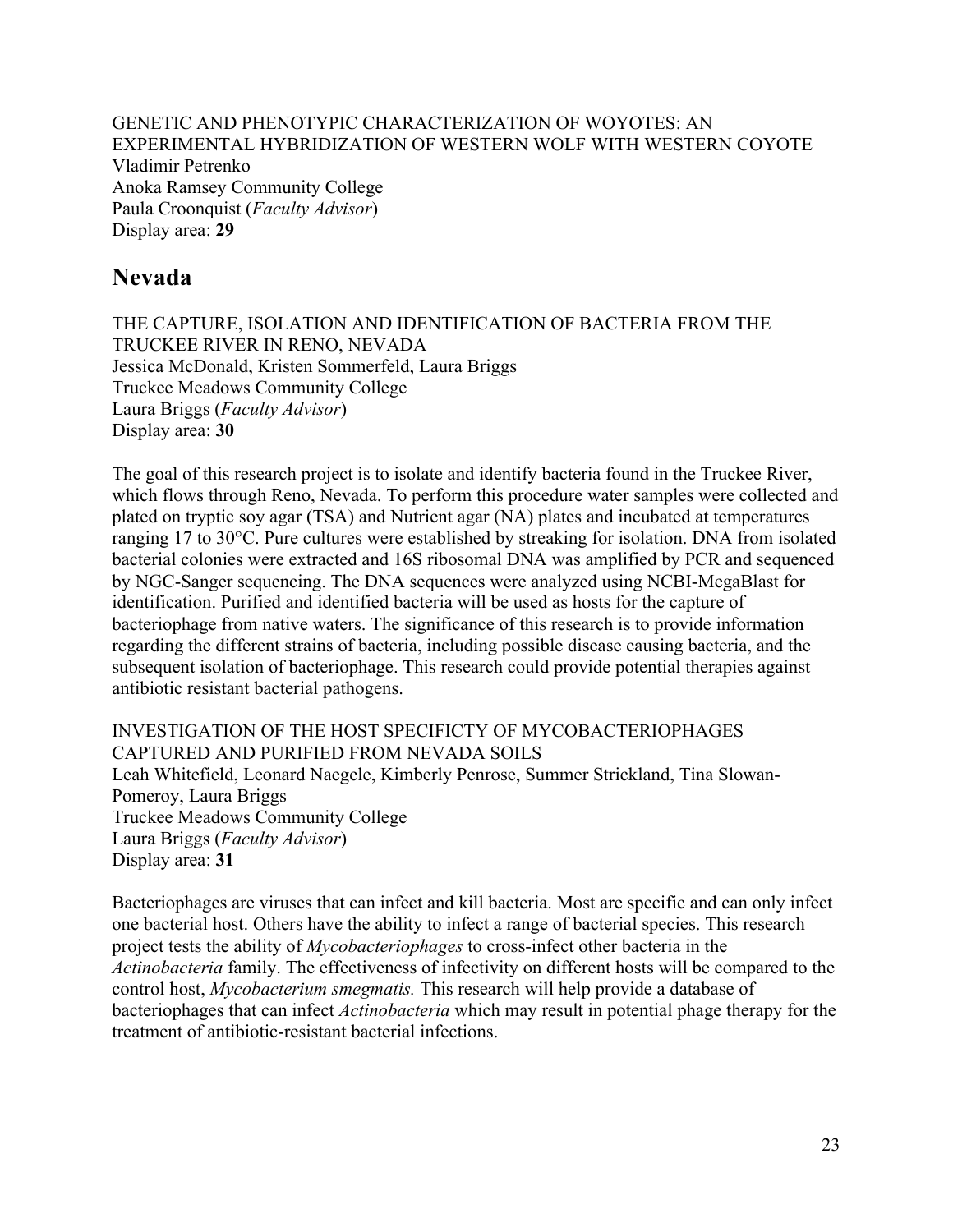GENETIC AND PHENOTYPIC CHARACTERIZATION OF WOYOTES: AN EXPERIMENTAL HYBRIDIZATION OF WESTERN WOLF WITH WESTERN COYOTE
Vladimir Petrenko
Anoka Ramsey Community College
Paula Croonquist (*Faculty Advisor*)
Display area: **29**

## Nevada

THE CAPTURE, ISOLATION AND IDENTIFICATION OF BACTERIA FROM THE TRUCKEE RIVER IN RENO, NEVADA
Jessica McDonald, Kristen Sommerfeld, Laura Briggs
Truckee Meadows Community College
Laura Briggs (*Faculty Advisor*)
Display area: **30**

The goal of this research project is to isolate and identify bacteria found in the Truckee River, which flows through Reno, Nevada. To perform this procedure water samples were collected and plated on tryptic soy agar (TSA) and Nutrient agar (NA) plates and incubated at temperatures ranging 17 to 30°C. Pure cultures were established by streaking for isolation. DNA from isolated bacterial colonies were extracted and 16S ribosomal DNA was amplified by PCR and sequenced by NGC-Sanger sequencing. The DNA sequences were analyzed using NCBI-MegaBlast for identification. Purified and identified bacteria will be used as hosts for the capture of bacteriophage from native waters. The significance of this research is to provide information regarding the different strains of bacteria, including possible disease causing bacteria, and the subsequent isolation of bacteriophage. This research could provide potential therapies against antibiotic resistant bacterial pathogens.

INVESTIGATION OF THE HOST SPECIFICTY OF MYCOBACTERIOPHAGES CAPTURED AND PURIFIED FROM NEVADA SOILS
Leah Whitefield, Leonard Naegele, Kimberly Penrose, Summer Strickland, Tina Slowan-Pomeroy, Laura Briggs
Truckee Meadows Community College
Laura Briggs (*Faculty Advisor*)
Display area: **31**

Bacteriophages are viruses that can infect and kill bacteria. Most are specific and can only infect one bacterial host. Others have the ability to infect a range of bacterial species. This research project tests the ability of *Mycobacteriophages* to cross-infect other bacteria in the *Actinobacteria* family. The effectiveness of infectivity on different hosts will be compared to the control host, *Mycobacterium smegmatis.* This research will help provide a database of bacteriophages that can infect *Actinobacteria* which may result in potential phage therapy for the treatment of antibiotic-resistant bacterial infections.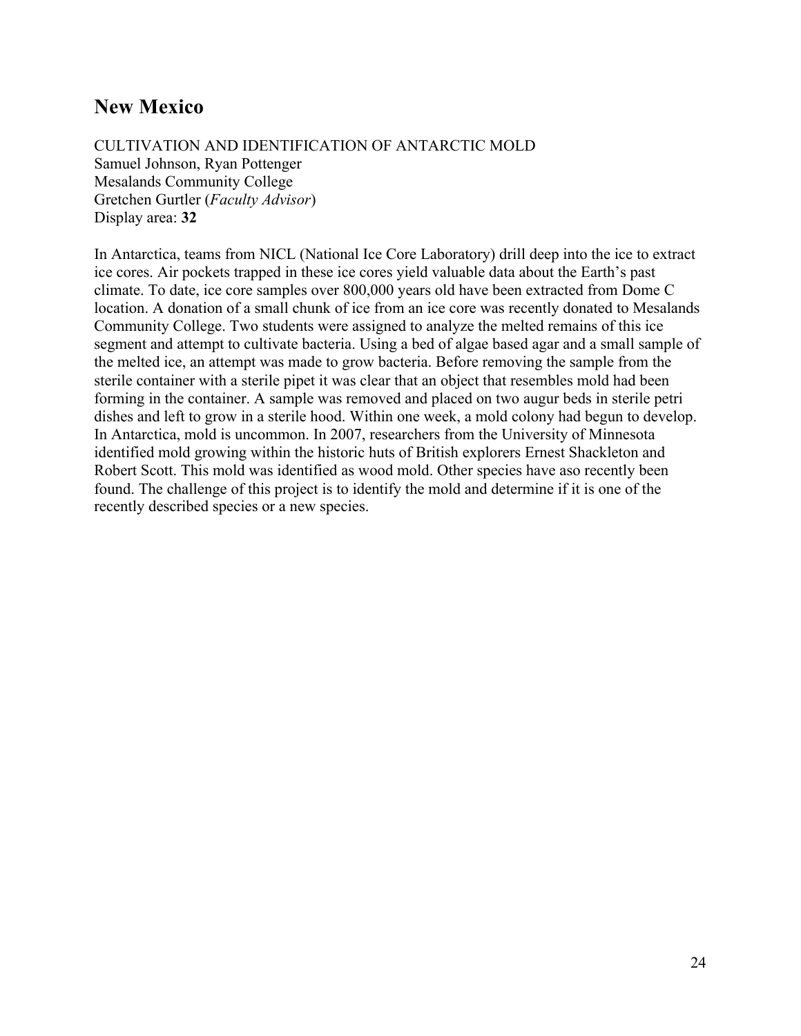## New Mexico

CULTIVATION AND IDENTIFICATION OF ANTARCTIC MOLD
Samuel Johnson, Ryan Pottenger
Mesalands Community College
Gretchen Gurtler (*Faculty Advisor*)
Display area: **32**

In Antarctica, teams from NICL (National Ice Core Laboratory) drill deep into the ice to extract ice cores. Air pockets trapped in these ice cores yield valuable data about the Earth's past climate. To date, ice core samples over 800,000 years old have been extracted from Dome C location. A donation of a small chunk of ice from an ice core was recently donated to Mesalands Community College. Two students were assigned to analyze the melted remains of this ice segment and attempt to cultivate bacteria. Using a bed of algae based agar and a small sample of the melted ice, an attempt was made to grow bacteria. Before removing the sample from the sterile container with a sterile pipet it was clear that an object that resembles mold had been forming in the container. A sample was removed and placed on two augur beds in sterile petri dishes and left to grow in a sterile hood. Within one week, a mold colony had begun to develop. In Antarctica, mold is uncommon. In 2007, researchers from the University of Minnesota identified mold growing within the historic huts of British explorers Ernest Shackleton and Robert Scott. This mold was identified as wood mold. Other species have aso recently been found. The challenge of this project is to identify the mold and determine if it is one of the recently described species or a new species.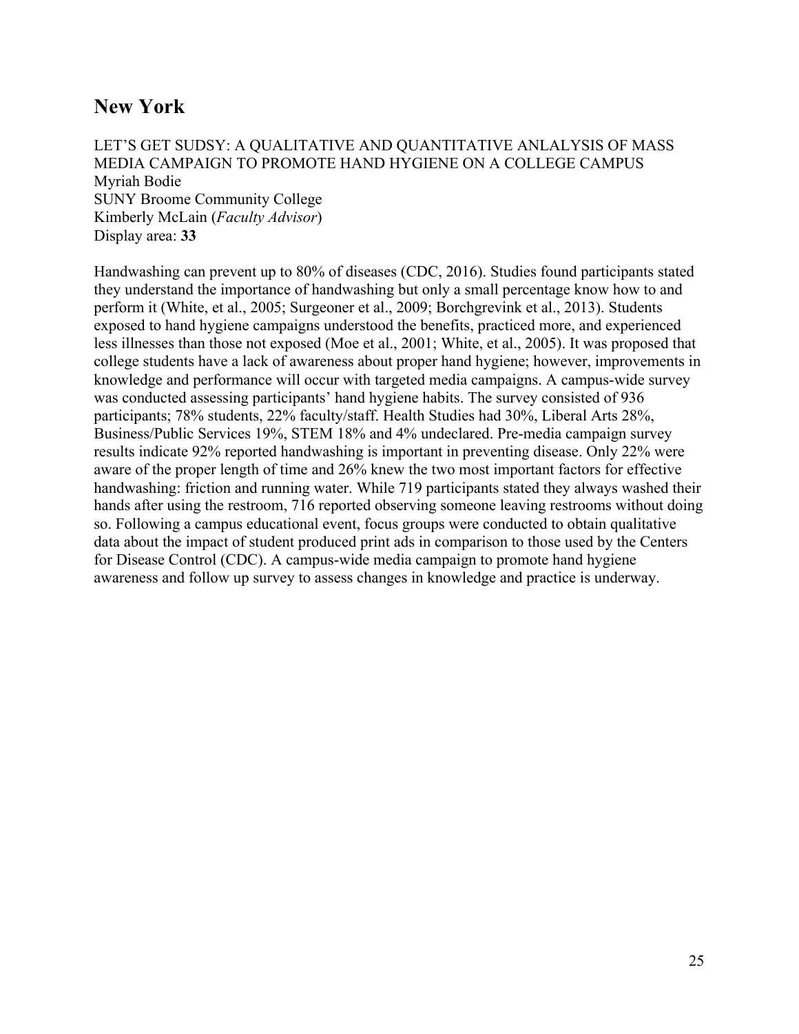## New York

LET'S GET SUDSY: A QUALITATIVE AND QUANTITATIVE ANLALYSIS OF MASS MEDIA CAMPAIGN TO PROMOTE HAND HYGIENE ON A COLLEGE CAMPUS
Myriah Bodie
SUNY Broome Community College
Kimberly McLain (*Faculty Advisor*)
Display area: **33**

Handwashing can prevent up to 80% of diseases (CDC, 2016). Studies found participants stated they understand the importance of handwashing but only a small percentage know how to and perform it (White, et al., 2005; Surgeoner et al., 2009; Borchgrevink et al., 2013). Students exposed to hand hygiene campaigns understood the benefits, practiced more, and experienced less illnesses than those not exposed (Moe et al., 2001; White, et al., 2005). It was proposed that college students have a lack of awareness about proper hand hygiene; however, improvements in knowledge and performance will occur with targeted media campaigns. A campus-wide survey was conducted assessing participants' hand hygiene habits. The survey consisted of 936 participants; 78% students, 22% faculty/staff. Health Studies had 30%, Liberal Arts 28%, Business/Public Services 19%, STEM 18% and 4% undeclared. Pre-media campaign survey results indicate 92% reported handwashing is important in preventing disease. Only 22% were aware of the proper length of time and 26% knew the two most important factors for effective handwashing: friction and running water. While 719 participants stated they always washed their hands after using the restroom, 716 reported observing someone leaving restrooms without doing so. Following a campus educational event, focus groups were conducted to obtain qualitative data about the impact of student produced print ads in comparison to those used by the Centers for Disease Control (CDC). A campus-wide media campaign to promote hand hygiene awareness and follow up survey to assess changes in knowledge and practice is underway.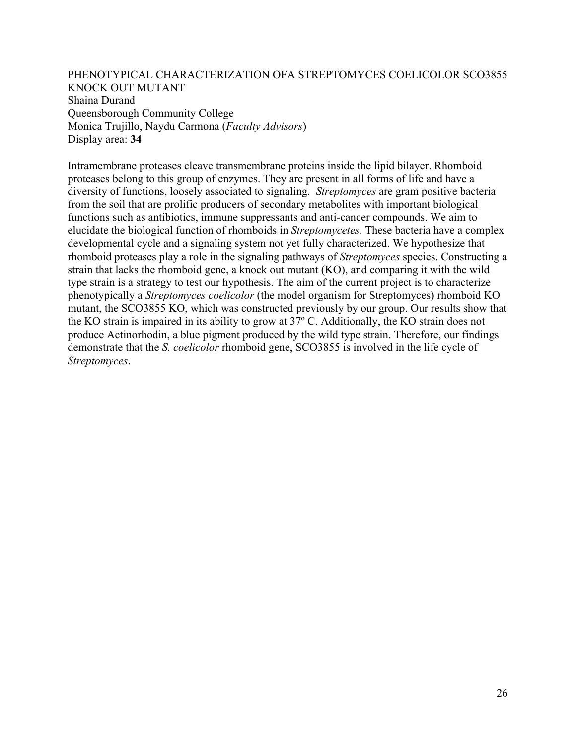## PHENOTYPICAL CHARACTERIZATION OFA STREPTOMYCES COELICOLOR SCO3855 KNOCK OUT MUTANT

Shaina Durand
Queensborough Community College
Monica Trujillo, Naydu Carmona (*Faculty Advisors*)
Display area: **34**

Intramembrane proteases cleave transmembrane proteins inside the lipid bilayer. Rhomboid proteases belong to this group of enzymes. They are present in all forms of life and have a diversity of functions, loosely associated to signaling. *Streptomyces* are gram positive bacteria from the soil that are prolific producers of secondary metabolites with important biological functions such as antibiotics, immune suppressants and anti-cancer compounds. We aim to elucidate the biological function of rhomboids in *Streptomycetes.* These bacteria have a complex developmental cycle and a signaling system not yet fully characterized. We hypothesize that rhomboid proteases play a role in the signaling pathways of *Streptomyces* species. Constructing a strain that lacks the rhomboid gene, a knock out mutant (KO), and comparing it with the wild type strain is a strategy to test our hypothesis. The aim of the current project is to characterize phenotypically a *Streptomyces coelicolor* (the model organism for Streptomyces) rhomboid KO mutant, the SCO3855 KO, which was constructed previously by our group. Our results show that the KO strain is impaired in its ability to grow at 37º C. Additionally, the KO strain does not produce Actinorhodin, a blue pigment produced by the wild type strain. Therefore, our findings demonstrate that the *S. coelicolor* rhomboid gene, SCO3855 is involved in the life cycle of *Streptomyces*.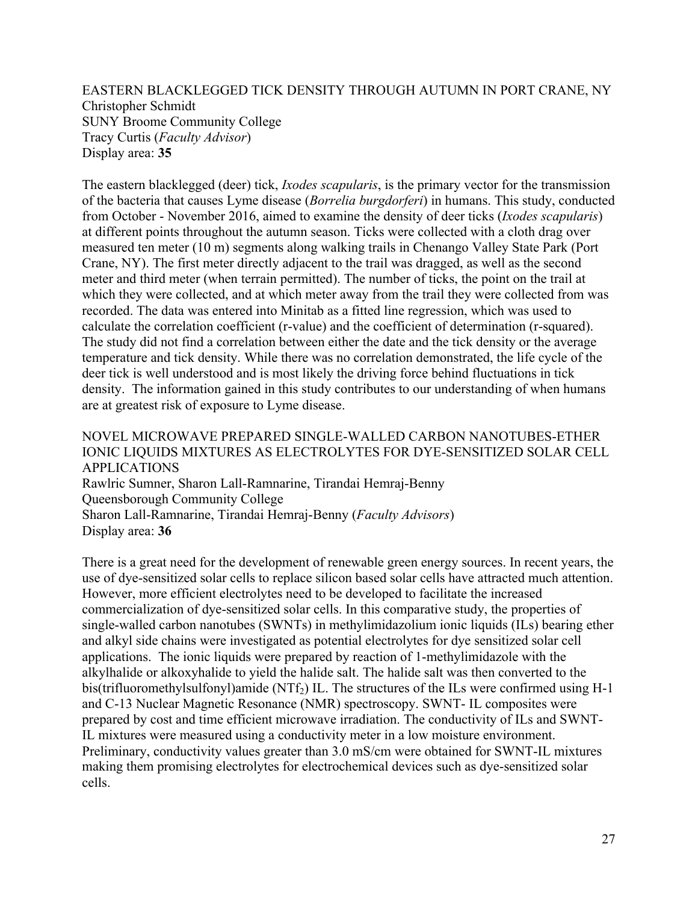EASTERN BLACKLEGGED TICK DENSITY THROUGH AUTUMN IN PORT CRANE, NY
Christopher Schmidt
SUNY Broome Community College
Tracy Curtis (*Faculty Advisor*)
Display area: **35**

The eastern blacklegged (deer) tick, *Ixodes scapularis*, is the primary vector for the transmission of the bacteria that causes Lyme disease (*Borrelia burgdorferi*) in humans. This study, conducted from October - November 2016, aimed to examine the density of deer ticks (*Ixodes scapularis*) at different points throughout the autumn season. Ticks were collected with a cloth drag over measured ten meter (10 m) segments along walking trails in Chenango Valley State Park (Port Crane, NY). The first meter directly adjacent to the trail was dragged, as well as the second meter and third meter (when terrain permitted). The number of ticks, the point on the trail at which they were collected, and at which meter away from the trail they were collected from was recorded. The data was entered into Minitab as a fitted line regression, which was used to calculate the correlation coefficient (r-value) and the coefficient of determination (r-squared). The study did not find a correlation between either the date and the tick density or the average temperature and tick density. While there was no correlation demonstrated, the life cycle of the deer tick is well understood and is most likely the driving force behind fluctuations in tick density. The information gained in this study contributes to our understanding of when humans are at greatest risk of exposure to Lyme disease.

NOVEL MICROWAVE PREPARED SINGLE-WALLED CARBON NANOTUBES-ETHER IONIC LIQUIDS MIXTURES AS ELECTROLYTES FOR DYE-SENSITIZED SOLAR CELL APPLICATIONS
Rawlric Sumner, Sharon Lall-Ramnarine, Tirandai Hemraj-Benny
Queensborough Community College
Sharon Lall-Ramnarine, Tirandai Hemraj-Benny (*Faculty Advisors*)
Display area: **36**

There is a great need for the development of renewable green energy sources. In recent years, the use of dye-sensitized solar cells to replace silicon based solar cells have attracted much attention. However, more efficient electrolytes need to be developed to facilitate the increased commercialization of dye-sensitized solar cells. In this comparative study, the properties of single-walled carbon nanotubes (SWNTs) in methylimidazolium ionic liquids (ILs) bearing ether and alkyl side chains were investigated as potential electrolytes for dye sensitized solar cell applications. The ionic liquids were prepared by reaction of 1-methylimidazole with the alkylhalide or alkoxyhalide to yield the halide salt. The halide salt was then converted to the bis(trifluoromethylsulfonyl)amide ($NTf_2$) IL. The structures of the ILs were confirmed using H-1 and C-13 Nuclear Magnetic Resonance (NMR) spectroscopy. SWNT- IL composites were prepared by cost and time efficient microwave irradiation. The conductivity of ILs and SWNT-IL mixtures were measured using a conductivity meter in a low moisture environment. Preliminary, conductivity values greater than 3.0 mS/cm were obtained for SWNT-IL mixtures making them promising electrolytes for electrochemical devices such as dye-sensitized solar cells.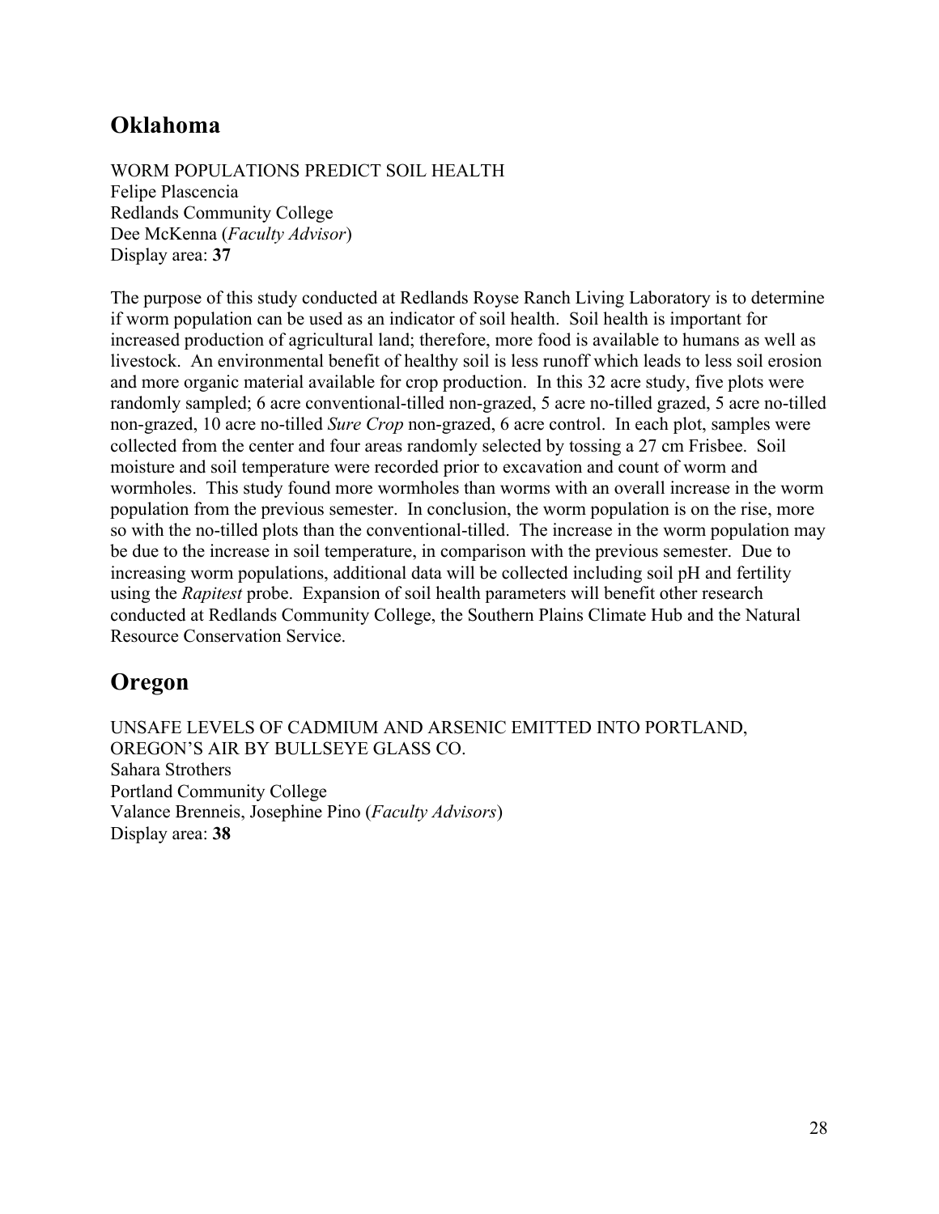## Oklahoma

WORM POPULATIONS PREDICT SOIL HEALTH
Felipe Plascencia
Redlands Community College
Dee McKenna (*Faculty Advisor*)
Display area: **37**

The purpose of this study conducted at Redlands Royse Ranch Living Laboratory is to determine if worm population can be used as an indicator of soil health. Soil health is important for increased production of agricultural land; therefore, more food is available to humans as well as livestock. An environmental benefit of healthy soil is less runoff which leads to less soil erosion and more organic material available for crop production. In this 32 acre study, five plots were randomly sampled; 6 acre conventional-tilled non-grazed, 5 acre no-tilled grazed, 5 acre no-tilled non-grazed, 10 acre no-tilled *Sure Crop* non-grazed, 6 acre control. In each plot, samples were collected from the center and four areas randomly selected by tossing a 27 cm Frisbee. Soil moisture and soil temperature were recorded prior to excavation and count of worm and wormholes. This study found more wormholes than worms with an overall increase in the worm population from the previous semester. In conclusion, the worm population is on the rise, more so with the no-tilled plots than the conventional-tilled. The increase in the worm population may be due to the increase in soil temperature, in comparison with the previous semester. Due to increasing worm populations, additional data will be collected including soil pH and fertility using the *Rapitest* probe. Expansion of soil health parameters will benefit other research conducted at Redlands Community College, the Southern Plains Climate Hub and the Natural Resource Conservation Service.

## Oregon

UNSAFE LEVELS OF CADMIUM AND ARSENIC EMITTED INTO PORTLAND, OREGON'S AIR BY BULLSEYE GLASS CO.
Sahara Strothers
Portland Community College
Valance Brenneis, Josephine Pino (*Faculty Advisors*)
Display area: **38**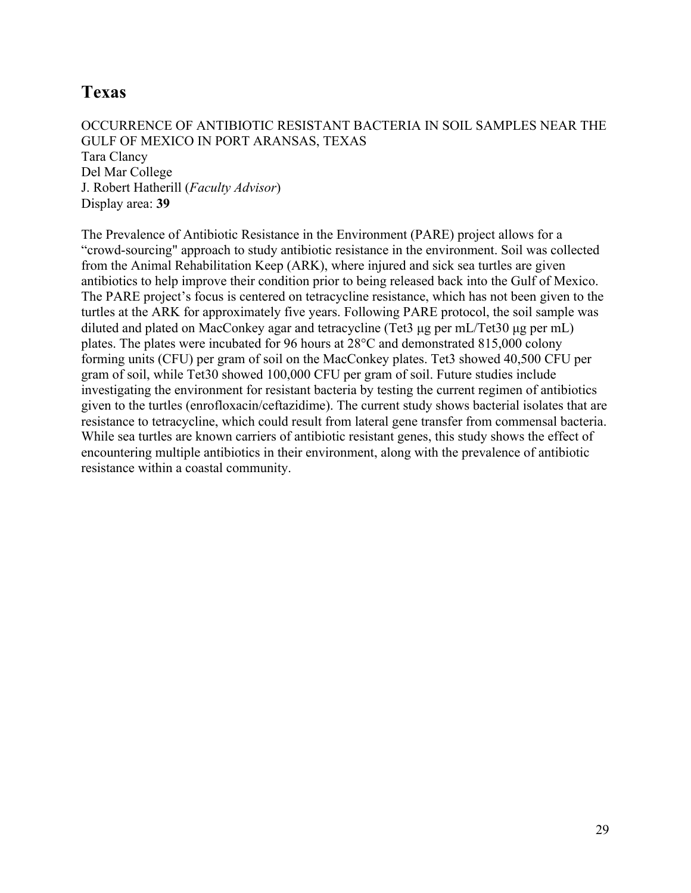# Texas

OCCURRENCE OF ANTIBIOTIC RESISTANT BACTERIA IN SOIL SAMPLES NEAR THE GULF OF MEXICO IN PORT ARANSAS, TEXAS
Tara Clancy
Del Mar College
J. Robert Hatherill (*Faculty Advisor*)
Display area: **39**

The Prevalence of Antibiotic Resistance in the Environment (PARE) project allows for a "crowd-sourcing" approach to study antibiotic resistance in the environment. Soil was collected from the Animal Rehabilitation Keep (ARK), where injured and sick sea turtles are given antibiotics to help improve their condition prior to being released back into the Gulf of Mexico. The PARE project's focus is centered on tetracycline resistance, which has not been given to the turtles at the ARK for approximately five years. Following PARE protocol, the soil sample was diluted and plated on MacConkey agar and tetracycline (Tet3 μg per mL/Tet30 μg per mL) plates. The plates were incubated for 96 hours at 28°C and demonstrated 815,000 colony forming units (CFU) per gram of soil on the MacConkey plates. Tet3 showed 40,500 CFU per gram of soil, while Tet30 showed 100,000 CFU per gram of soil. Future studies include investigating the environment for resistant bacteria by testing the current regimen of antibiotics given to the turtles (enrofloxacin/ceftazidime). The current study shows bacterial isolates that are resistance to tetracycline, which could result from lateral gene transfer from commensal bacteria. While sea turtles are known carriers of antibiotic resistant genes, this study shows the effect of encountering multiple antibiotics in their environment, along with the prevalence of antibiotic resistance within a coastal community.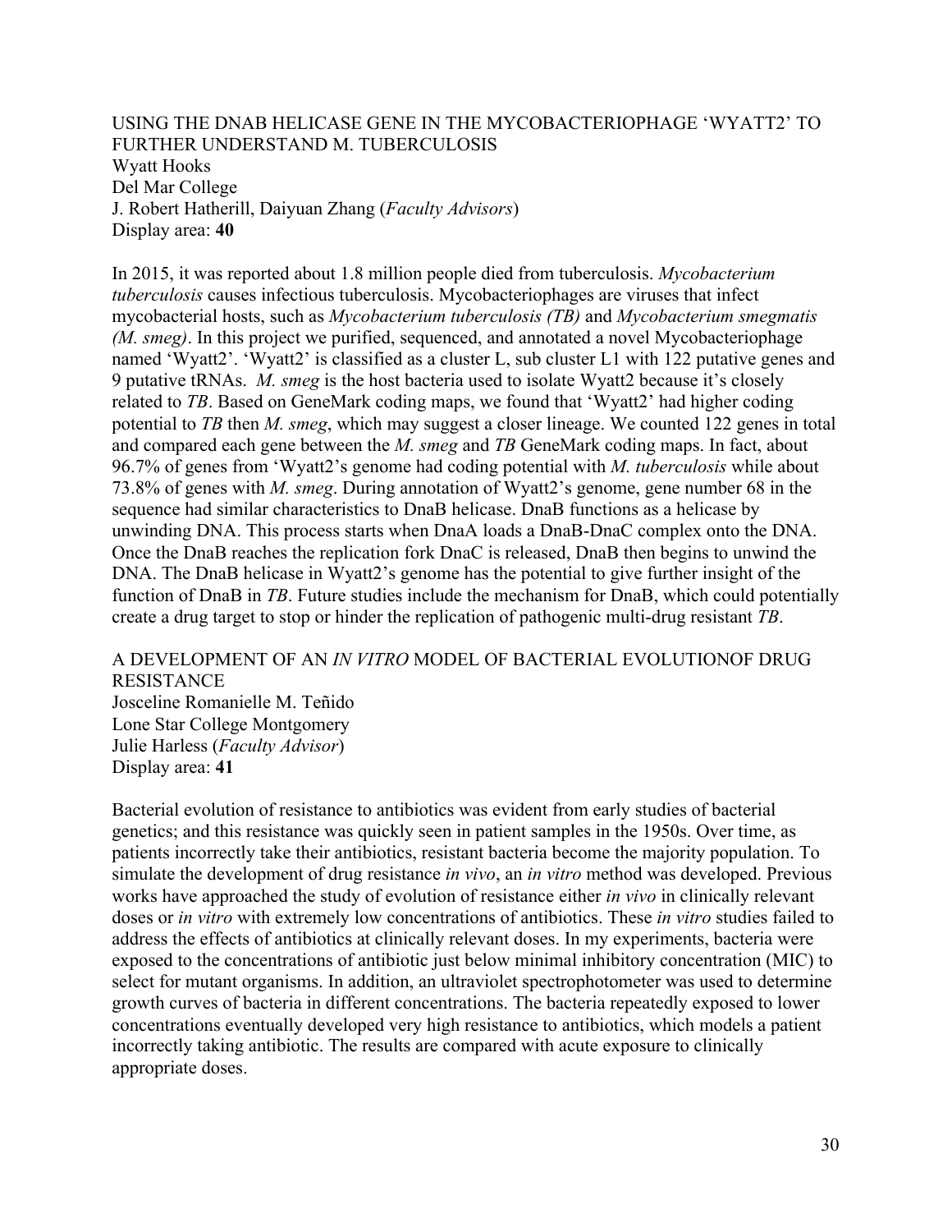### USING THE DNAB HELICASE GENE IN THE MYCOBACTERIOPHAGE 'WYATT2' TO FURTHER UNDERSTAND M. TUBERCULOSIS

Wyatt Hooks
Del Mar College
J. Robert Hatherill, Daiyuan Zhang (*Faculty Advisors*)
Display area: **40**

In 2015, it was reported about 1.8 million people died from tuberculosis. *Mycobacterium tuberculosis* causes infectious tuberculosis. Mycobacteriophages are viruses that infect mycobacterial hosts, such as *Mycobacterium tuberculosis (TB)* and *Mycobacterium smegmatis (M. smeg)*. In this project we purified, sequenced, and annotated a novel Mycobacteriophage named 'Wyatt2'. 'Wyatt2' is classified as a cluster L, sub cluster L1 with 122 putative genes and 9 putative tRNAs. *M. smeg* is the host bacteria used to isolate Wyatt2 because it's closely related to *TB*. Based on GeneMark coding maps, we found that 'Wyatt2' had higher coding potential to *TB* then *M. smeg*, which may suggest a closer lineage. We counted 122 genes in total and compared each gene between the *M. smeg* and *TB* GeneMark coding maps. In fact, about 96.7% of genes from 'Wyatt2's genome had coding potential with *M. tuberculosis* while about 73.8% of genes with *M. smeg*. During annotation of Wyatt2's genome, gene number 68 in the sequence had similar characteristics to DnaB helicase. DnaB functions as a helicase by unwinding DNA. This process starts when DnaA loads a DnaB-DnaC complex onto the DNA. Once the DnaB reaches the replication fork DnaC is released, DnaB then begins to unwind the DNA. The DnaB helicase in Wyatt2's genome has the potential to give further insight of the function of DnaB in *TB*. Future studies include the mechanism for DnaB, which could potentially create a drug target to stop or hinder the replication of pathogenic multi-drug resistant *TB*.

### A DEVELOPMENT OF AN *IN VITRO* MODEL OF BACTERIAL EVOLUTIONOF DRUG RESISTANCE

Josceline Romanielle M. Teñido
Lone Star College Montgomery
Julie Harless (*Faculty Advisor*)
Display area: **41**

Bacterial evolution of resistance to antibiotics was evident from early studies of bacterial genetics; and this resistance was quickly seen in patient samples in the 1950s. Over time, as patients incorrectly take their antibiotics, resistant bacteria become the majority population. To simulate the development of drug resistance *in vivo*, an *in vitro* method was developed. Previous works have approached the study of evolution of resistance either *in vivo* in clinically relevant doses or *in vitro* with extremely low concentrations of antibiotics. These *in vitro* studies failed to address the effects of antibiotics at clinically relevant doses. In my experiments, bacteria were exposed to the concentrations of antibiotic just below minimal inhibitory concentration (MIC) to select for mutant organisms. In addition, an ultraviolet spectrophotometer was used to determine growth curves of bacteria in different concentrations. The bacteria repeatedly exposed to lower concentrations eventually developed very high resistance to antibiotics, which models a patient incorrectly taking antibiotic. The results are compared with acute exposure to clinically appropriate doses.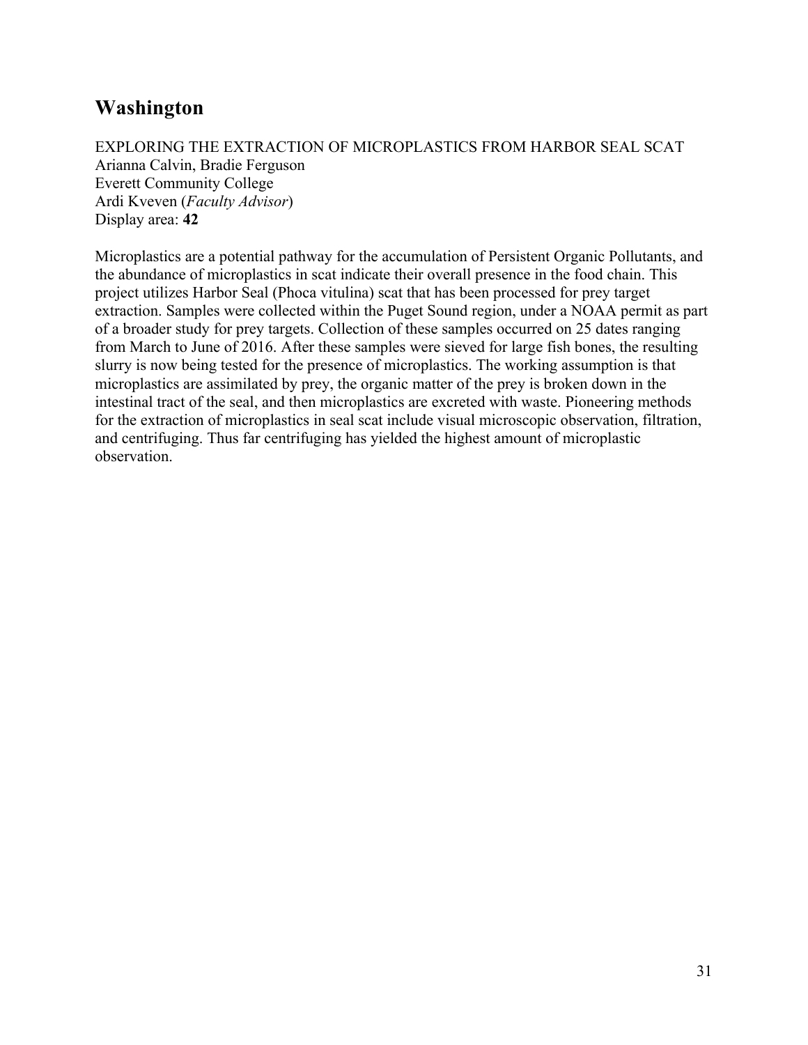# Washington

EXPLORING THE EXTRACTION OF MICROPLASTICS FROM HARBOR SEAL SCAT
Arianna Calvin, Bradie Ferguson
Everett Community College
Ardi Kveven (*Faculty Advisor*)
Display area: **42**

Microplastics are a potential pathway for the accumulation of Persistent Organic Pollutants, and the abundance of microplastics in scat indicate their overall presence in the food chain. This project utilizes Harbor Seal (Phoca vitulina) scat that has been processed for prey target extraction. Samples were collected within the Puget Sound region, under a NOAA permit as part of a broader study for prey targets. Collection of these samples occurred on 25 dates ranging from March to June of 2016. After these samples were sieved for large fish bones, the resulting slurry is now being tested for the presence of microplastics. The working assumption is that microplastics are assimilated by prey, the organic matter of the prey is broken down in the intestinal tract of the seal, and then microplastics are excreted with waste. Pioneering methods for the extraction of microplastics in seal scat include visual microscopic observation, filtration, and centrifuging. Thus far centrifuging has yielded the highest amount of microplastic observation.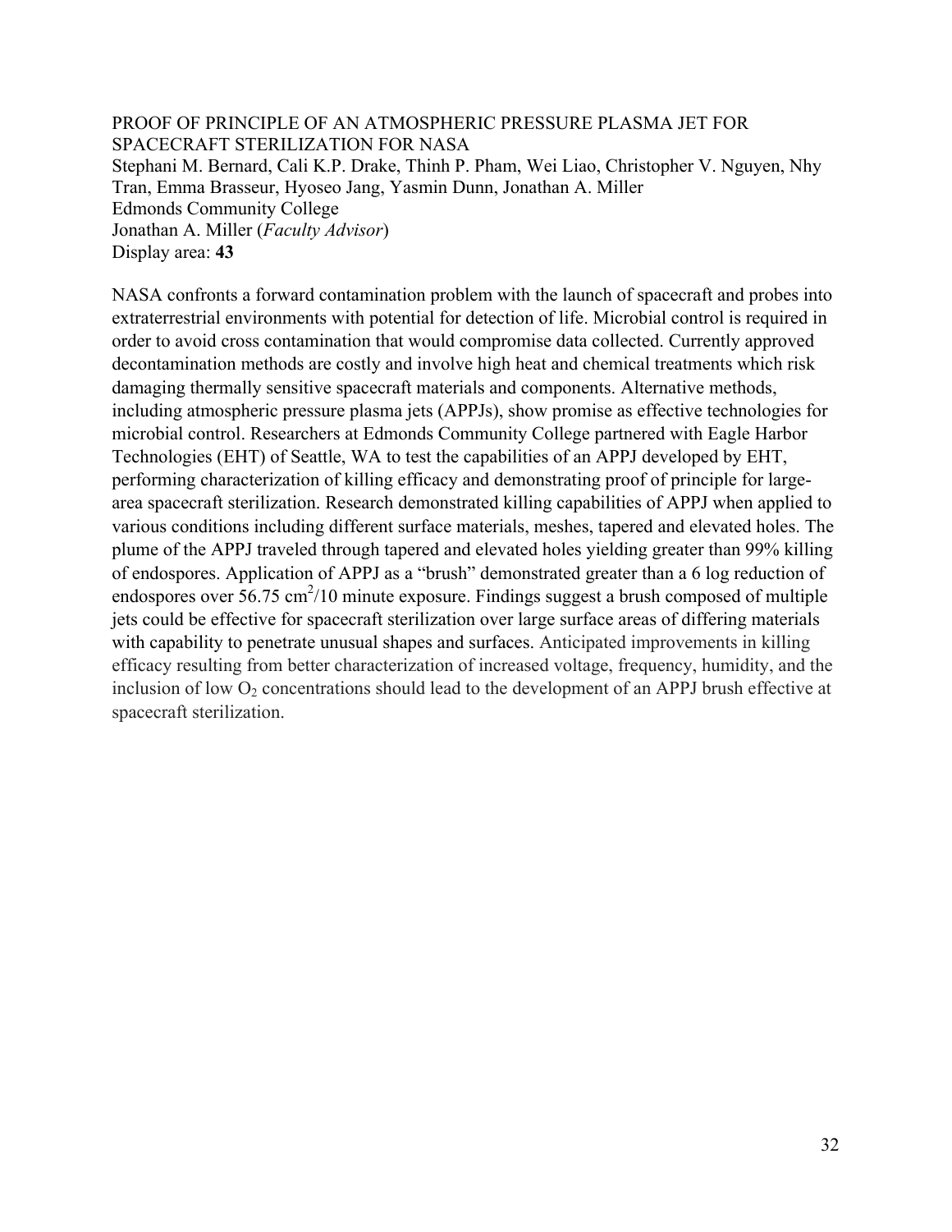## PROOF OF PRINCIPLE OF AN ATMOSPHERIC PRESSURE PLASMA JET FOR SPACECRAFT STERILIZATION FOR NASA

Stephani M. Bernard, Cali K.P. Drake, Thinh P. Pham, Wei Liao, Christopher V. Nguyen, Nhy Tran, Emma Brasseur, Hyoseo Jang, Yasmin Dunn, Jonathan A. Miller
Edmonds Community College
Jonathan A. Miller (*Faculty Advisor*)
Display area: **43**

NASA confronts a forward contamination problem with the launch of spacecraft and probes into extraterrestrial environments with potential for detection of life. Microbial control is required in order to avoid cross contamination that would compromise data collected. Currently approved decontamination methods are costly and involve high heat and chemical treatments which risk damaging thermally sensitive spacecraft materials and components. Alternative methods, including atmospheric pressure plasma jets (APPJs), show promise as effective technologies for microbial control. Researchers at Edmonds Community College partnered with Eagle Harbor Technologies (EHT) of Seattle, WA to test the capabilities of an APPJ developed by EHT, performing characterization of killing efficacy and demonstrating proof of principle for large-area spacecraft sterilization. Research demonstrated killing capabilities of APPJ when applied to various conditions including different surface materials, meshes, tapered and elevated holes. The plume of the APPJ traveled through tapered and elevated holes yielding greater than 99% killing of endospores. Application of APPJ as a "brush" demonstrated greater than a 6 log reduction of endospores over 56.75 $cm^2$/10 minute exposure. Findings suggest a brush composed of multiple jets could be effective for spacecraft sterilization over large surface areas of differing materials with capability to penetrate unusual shapes and surfaces. Anticipated improvements in killing efficacy resulting from better characterization of increased voltage, frequency, humidity, and the inclusion of low $O_2$ concentrations should lead to the development of an APPJ brush effective at spacecraft sterilization.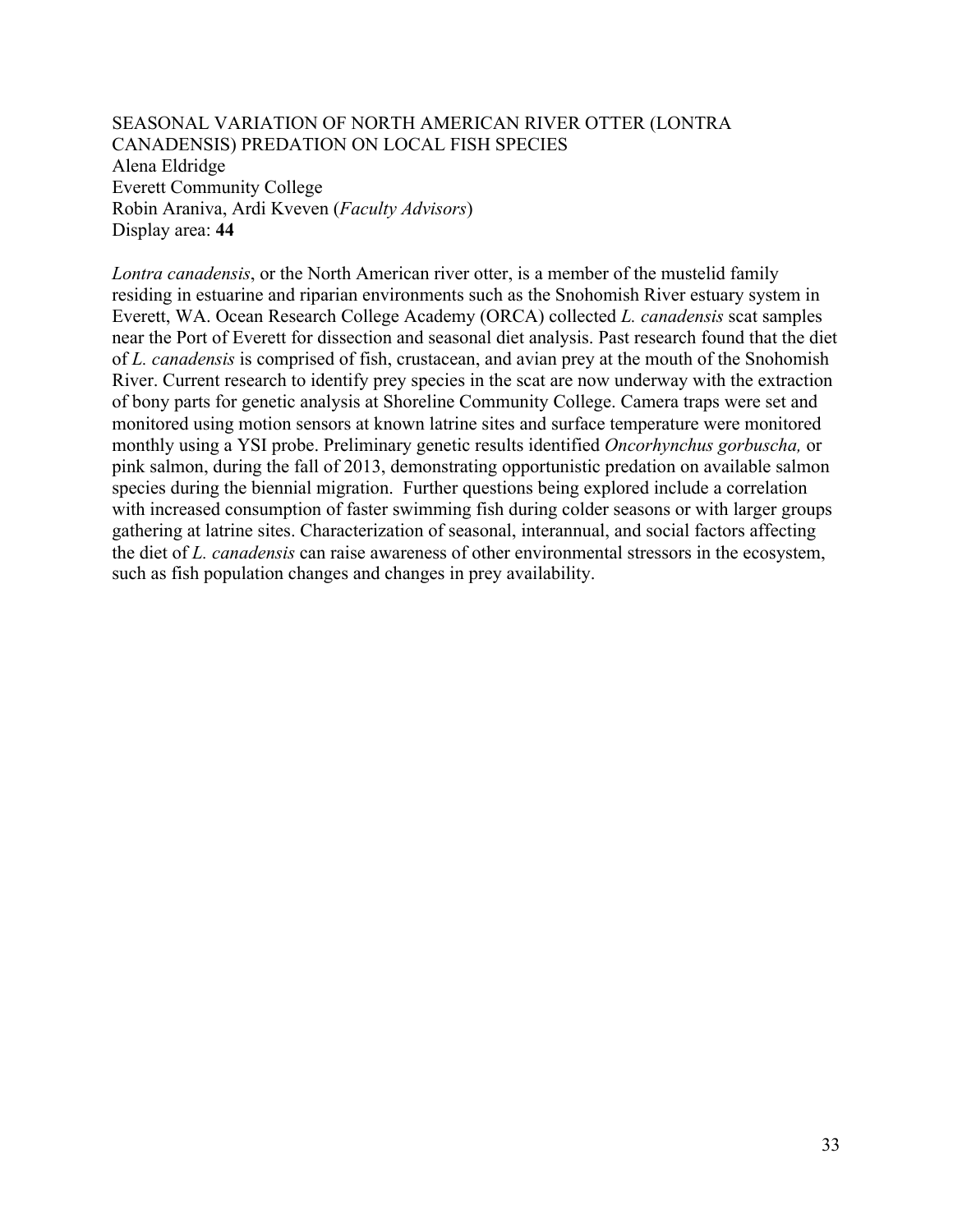### SEASONAL VARIATION OF NORTH AMERICAN RIVER OTTER (LONTRA CANADENSIS) PREDATION ON LOCAL FISH SPECIES

Alena Eldridge
Everett Community College
Robin Araniva, Ardi Kveven (*Faculty Advisors*)
Display area: **44**

*Lontra canadensis*, or the North American river otter, is a member of the mustelid family residing in estuarine and riparian environments such as the Snohomish River estuary system in Everett, WA. Ocean Research College Academy (ORCA) collected *L. canadensis* scat samples near the Port of Everett for dissection and seasonal diet analysis. Past research found that the diet of *L. canadensis* is comprised of fish, crustacean, and avian prey at the mouth of the Snohomish River. Current research to identify prey species in the scat are now underway with the extraction of bony parts for genetic analysis at Shoreline Community College. Camera traps were set and monitored using motion sensors at known latrine sites and surface temperature were monitored monthly using a YSI probe. Preliminary genetic results identified *Oncorhynchus gorbuscha,* or pink salmon, during the fall of 2013, demonstrating opportunistic predation on available salmon species during the biennial migration. Further questions being explored include a correlation with increased consumption of faster swimming fish during colder seasons or with larger groups gathering at latrine sites. Characterization of seasonal, interannual, and social factors affecting the diet of *L. canadensis* can raise awareness of other environmental stressors in the ecosystem, such as fish population changes and changes in prey availability.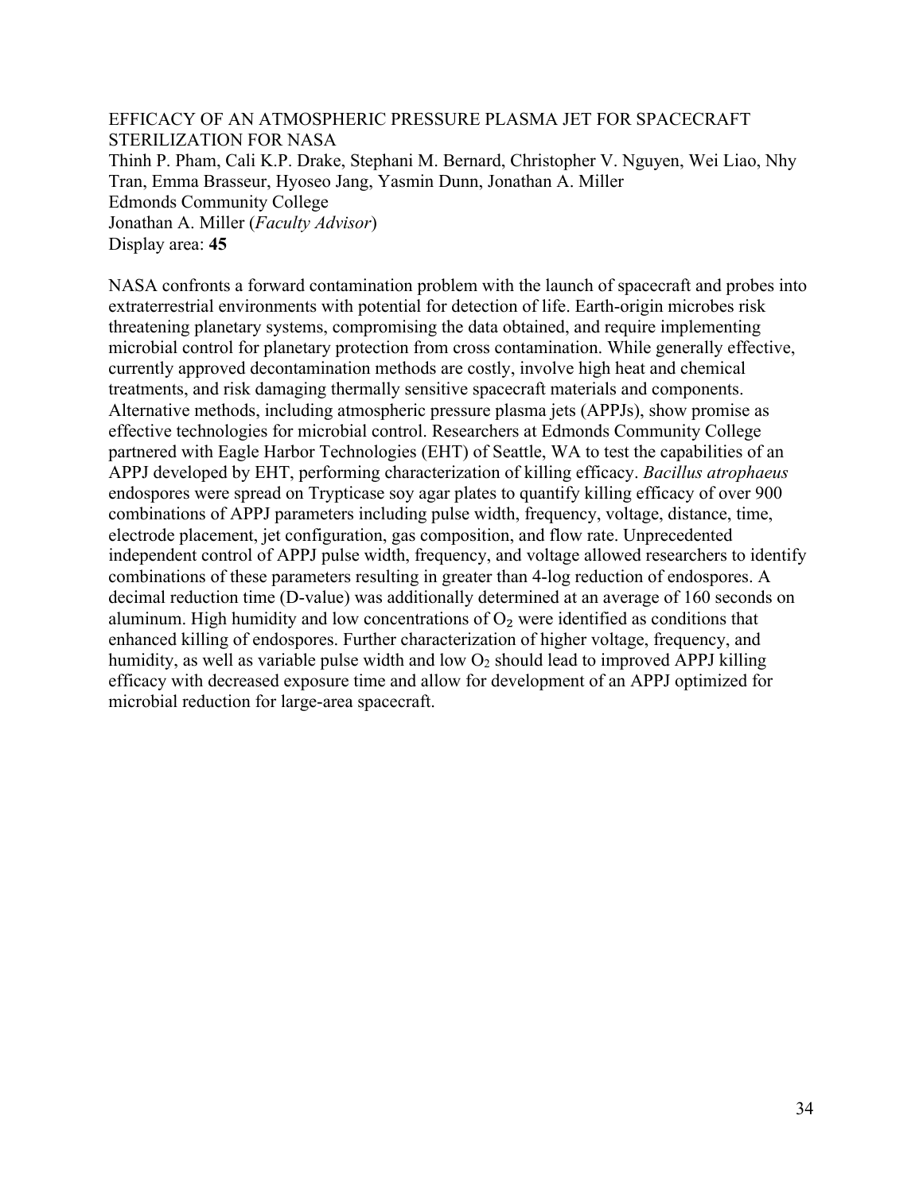## EFFICACY OF AN ATMOSPHERIC PRESSURE PLASMA JET FOR SPACECRAFT STERILIZATION FOR NASA

Thinh P. Pham, Cali K.P. Drake, Stephani M. Bernard, Christopher V. Nguyen, Wei Liao, Nhy Tran, Emma Brasseur, Hyoseo Jang, Yasmin Dunn, Jonathan A. Miller
Edmonds Community College
Jonathan A. Miller (*Faculty Advisor*)
Display area: **45**

NASA confronts a forward contamination problem with the launch of spacecraft and probes into extraterrestrial environments with potential for detection of life. Earth-origin microbes risk threatening planetary systems, compromising the data obtained, and require implementing microbial control for planetary protection from cross contamination. While generally effective, currently approved decontamination methods are costly, involve high heat and chemical treatments, and risk damaging thermally sensitive spacecraft materials and components. Alternative methods, including atmospheric pressure plasma jets (APPJs), show promise as effective technologies for microbial control. Researchers at Edmonds Community College partnered with Eagle Harbor Technologies (EHT) of Seattle, WA to test the capabilities of an APPJ developed by EHT, performing characterization of killing efficacy. *Bacillus atrophaeus* endospores were spread on Trypticase soy agar plates to quantify killing efficacy of over 900 combinations of APPJ parameters including pulse width, frequency, voltage, distance, time, electrode placement, jet configuration, gas composition, and flow rate. Unprecedented independent control of APPJ pulse width, frequency, and voltage allowed researchers to identify combinations of these parameters resulting in greater than 4-log reduction of endospores. A decimal reduction time (D-value) was additionally determined at an average of 160 seconds on aluminum. High humidity and low concentrations of $O_2$ were identified as conditions that enhanced killing of endospores. Further characterization of higher voltage, frequency, and humidity, as well as variable pulse width and low $O_2$ should lead to improved APPJ killing efficacy with decreased exposure time and allow for development of an APPJ optimized for microbial reduction for large-area spacecraft.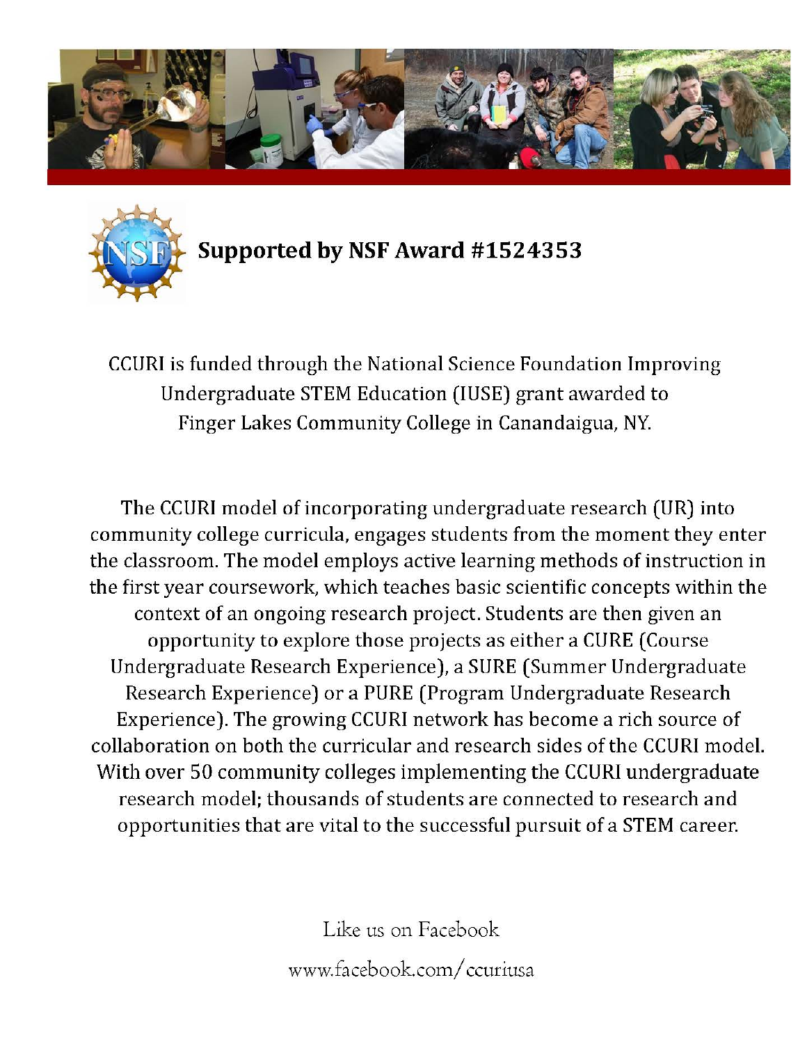**Supported by NSF Award #1524353**

CCURI is funded through the National Science Foundation Improving Undergraduate STEM Education (IUSE) grant awarded to Finger Lakes Community College in Canandaigua, NY.

The CCURI model of incorporating undergraduate research (UR) into community college curricula, engages students from the moment they enter the classroom. The model employs active learning methods of instruction in the first year coursework, which teaches basic scientific concepts within the context of an ongoing research project. Students are then given an opportunity to explore those projects as either a CURE (Course Undergraduate Research Experience), a SURE (Summer Undergraduate Research Experience) or a PURE (Program Undergraduate Research Experience). The growing CCURI network has become a rich source of collaboration on both the curricular and research sides of the CCURI model. With over 50 community colleges implementing the CCURI undergraduate research model; thousands of students are connected to research and opportunities that are vital to the successful pursuit of a STEM career.

Like us on Facebook

www.facebook.com/ccuriusa